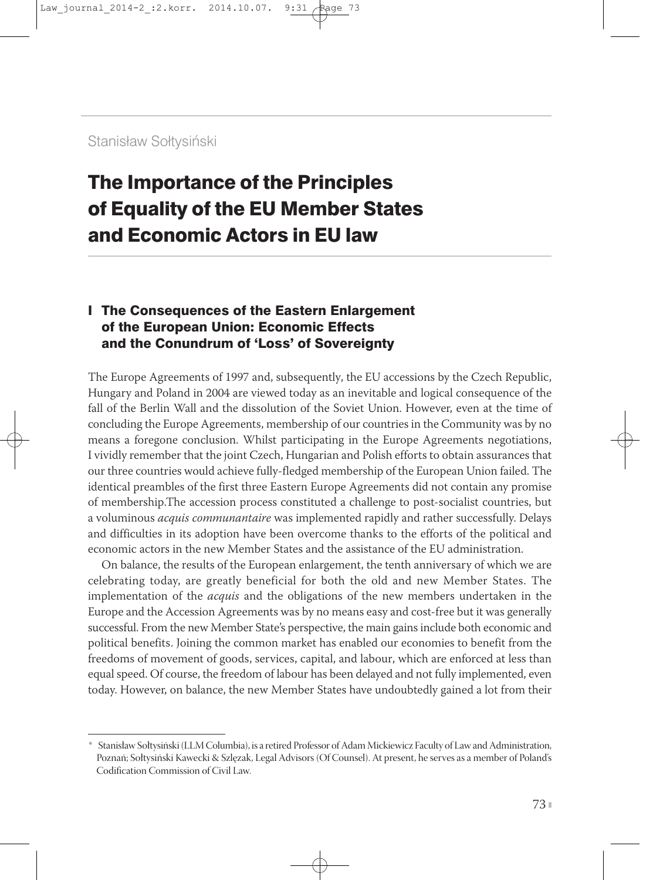Stanisław Sołtysiński

# The Importance of the Principles of Equality of the EU Member States and Economic Actors in EU law

## I The Consequences of the Eastern Enlargement of the European Union: Economic Effects and the Conundrum of 'Loss' of Sovereignty

The Europe Agreements of 1997 and, subsequently, the EU accessions by the Czech Republic, Hungary and Poland in 2004 are viewed today as an inevitable and logical consequence of the fall of the Berlin Wall and the dissolution of the Soviet Union. However, even at the time of concluding the Europe Agreements, membership of our countries in the Community was by no means a foregone conclusion. Whilst participating in the Europe Agreements negotiations, I vividly remember that the joint Czech, Hungarian and Polish efforts to obtain assurances that our three countries would achieve fully-fledged membership of the European Union failed. The identical preambles of the first three Eastern Europe Agreements did not contain any promise of membership.The accession process constituted a challenge to post-socialist countries, but a voluminous *acquis communantaire* was implemented rapidly and rather successfully. Delays and difficulties in its adoption have been overcome thanks to the efforts of the political and economic actors in the new Member States and the assistance of the EU administration.

On balance, the results of the European enlargement, the tenth anniversary of which we are celebrating today, are greatly beneficial for both the old and new Member States. The implementation of the *acquis* and the obligations of the new members undertaken in the Europe and the Accession Agreements was by no means easy and cost-free but it was generally successful. From the new Member State's perspective, the main gains include both economic and political benefits. Joining the common market has enabled our economies to benefit from the freedoms of movement of goods, services, capital, and labour, which are enforced at less than equal speed. Of course, the freedom of labour has been delayed and not fully implemented, even today. However, on balance, the new Member States have undoubtedly gained a lot from their

\* Stanisław Sołtysiński (LLM Columbia), is a retired Professor of Adam Mickiewicz Faculty of Law and Administration, Poznań; Sołtysiński Kawecki & Szlęzak, Legal Advisors (Of Counsel). At present, he serves as a member of Poland's Codification Commission of Civil Law.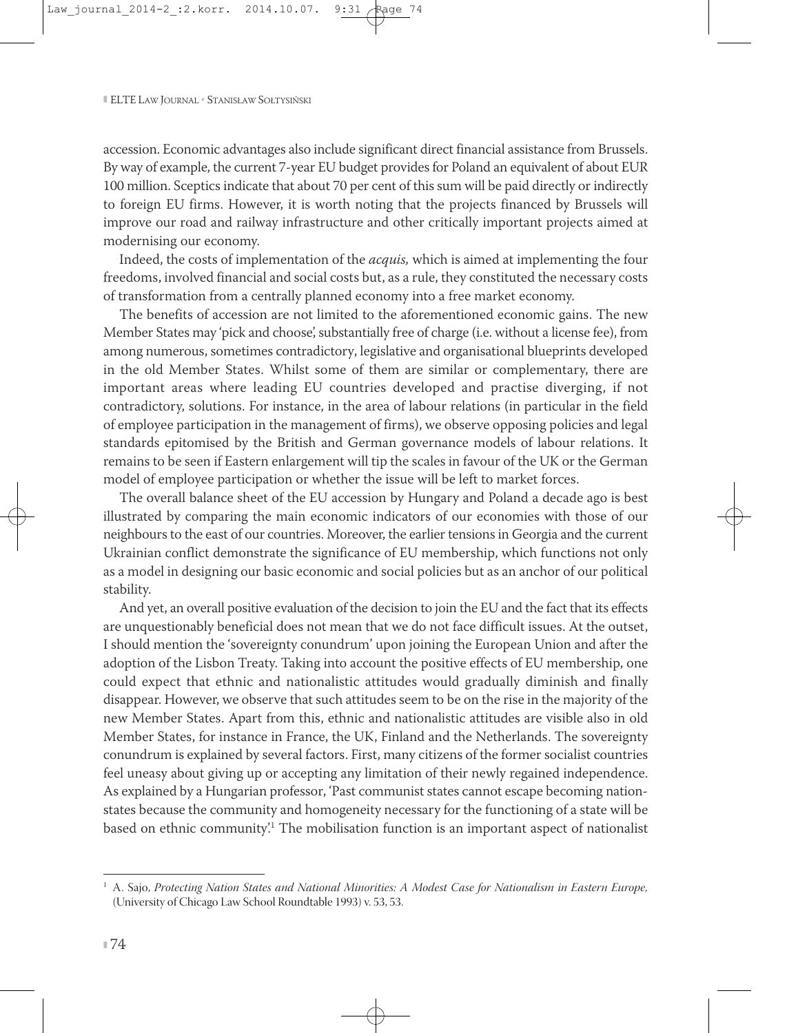accession. Economic advantages also include significant direct financial assistance from Brussels. By way of example, the current 7-year EU budget provides for Poland an equivalent of about EUR 100 million. Sceptics indicate that about 70 per cent of this sum will be paid directly or indirectly to foreign EU firms. However, it is worth noting that the projects financed by Brussels will improve our road and railway infrastructure and other critically important projects aimed at modernising our economy.

Indeed, the costs of implementation of the *acquis,* which is aimed at implementing the four freedoms, involved financial and social costs but, as a rule, they constituted the necessary costs of transformation from a centrally planned economy into a free market economy.

The benefits of accession are not limited to the aforementioned economic gains. The new Member States may 'pick and choose', substantially free of charge (i.e. without a license fee), from among numerous, sometimes contradictory, legislative and organisational blueprints developed in the old Member States. Whilst some of them are similar or complementary, there are important areas where leading EU countries developed and practise diverging, if not contradictory, solutions. For instance, in the area of labour relations (in particular in the field of employee participation in the management of firms), we observe opposing policies and legal standards epitomised by the British and German governance models of labour relations. It remains to be seen if Eastern enlargement will tip the scales in favour of the UK or the German model of employee participation or whether the issue will be left to market forces.

The overall balance sheet of the EU accession by Hungary and Poland a decade ago is best illustrated by comparing the main economic indicators of our economies with those of our neighbours to the east of our countries. Moreover, the earlier tensions in Georgia and the current Ukrainian conflict demonstrate the significance of EU membership, which functions not only as a model in designing our basic economic and social policies but as an anchor of our political stability.

And yet, an overall positive evaluation of the decision to join the EU and the fact that its effects are unquestionably beneficial does not mean that we do not face difficult issues. At the outset, I should mention the 'sovereignty conundrum' upon joining the European Union and after the adoption of the Lisbon Treaty. Taking into account the positive effects of EU membership, one could expect that ethnic and nationalistic attitudes would gradually diminish and finally disappear. However, we observe that such attitudes seem to be on the rise in the majority of the new Member States. Apart from this, ethnic and nationalistic attitudes are visible also in old Member States, for instance in France, the UK, Finland and the Netherlands. The sovereignty conundrum is explained by several factors. First, many citizens of the former socialist countries feel uneasy about giving up or accepting any limitation of their newly regained independence. As explained by a Hungarian professor, 'Past communist states cannot escape becoming nation-states because the community and homogeneity necessary for the functioning of a state will be based on ethnic community'.[1] The mobilisation function is an important aspect of nationalist

[1] A. Sajo, *Protecting Nation States and National Minorities: A Modest Case for Nationalism in Eastern Europe,* (University of Chicago Law School Roundtable 1993) v. 53, 53.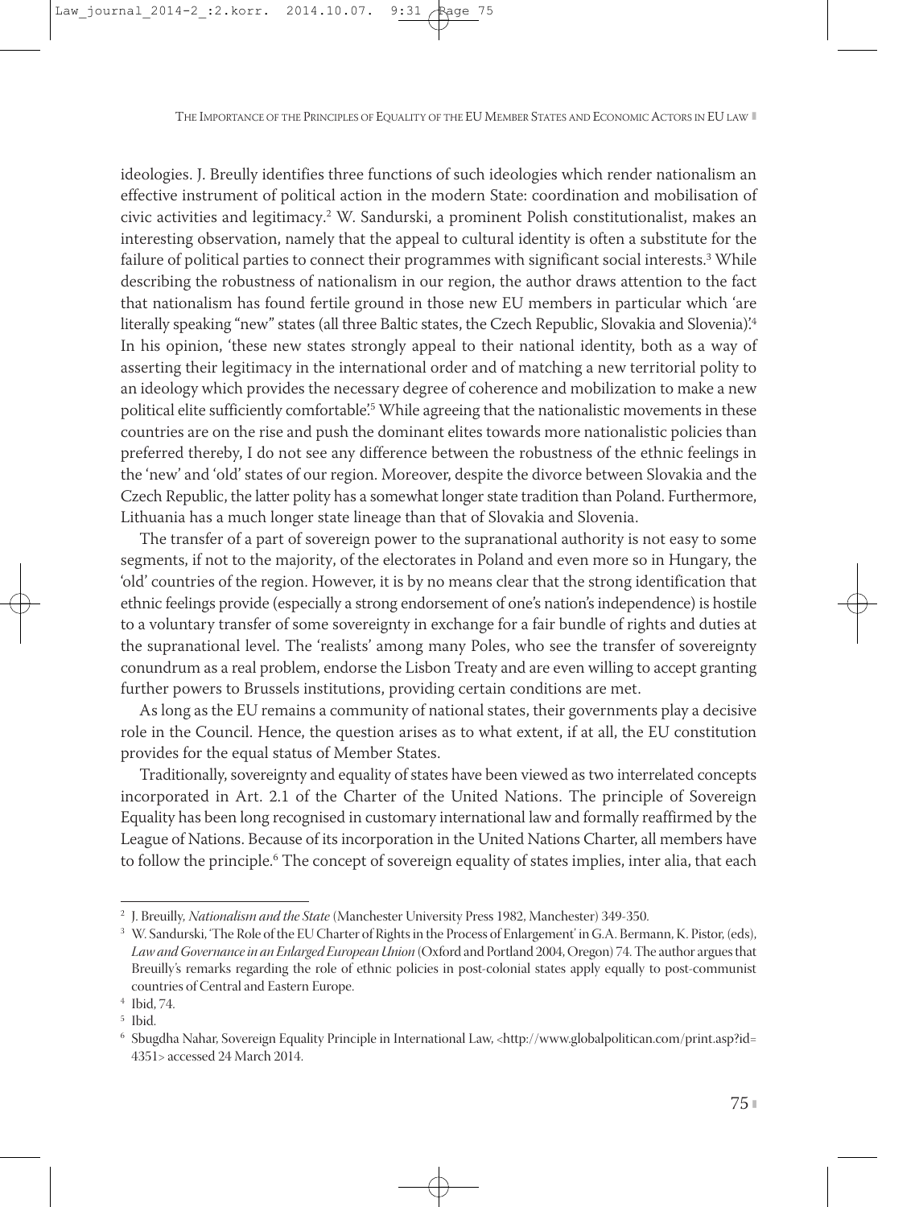ideologies. J. Breully identifies three functions of such ideologies which render nationalism an effective instrument of political action in the modern State: coordination and mobilisation of civic activities and legitimacy.[2] W. Sandurski, a prominent Polish constitutionalist, makes an interesting observation, namely that the appeal to cultural identity is often a substitute for the failure of political parties to connect their programmes with significant social interests.[3] While describing the robustness of nationalism in our region, the author draws attention to the fact that nationalism has found fertile ground in those new EU members in particular which 'are literally speaking "new" states (all three Baltic states, the Czech Republic, Slovakia and Slovenia)'.[4] In his opinion, 'these new states strongly appeal to their national identity, both as a way of asserting their legitimacy in the international order and of matching a new territorial polity to an ideology which provides the necessary degree of coherence and mobilization to make a new political elite sufficiently comfortable'.[5] While agreeing that the nationalistic movements in these countries are on the rise and push the dominant elites towards more nationalistic policies than preferred thereby, I do not see any difference between the robustness of the ethnic feelings in the 'new' and 'old' states of our region. Moreover, despite the divorce between Slovakia and the Czech Republic, the latter polity has a somewhat longer state tradition than Poland. Furthermore, Lithuania has a much longer state lineage than that of Slovakia and Slovenia.

The transfer of a part of sovereign power to the supranational authority is not easy to some segments, if not to the majority, of the electorates in Poland and even more so in Hungary, the 'old' countries of the region. However, it is by no means clear that the strong identification that ethnic feelings provide (especially a strong endorsement of one's nation's independence) is hostile to a voluntary transfer of some sovereignty in exchange for a fair bundle of rights and duties at the supranational level. The 'realists' among many Poles, who see the transfer of sovereignty conundrum as a real problem, endorse the Lisbon Treaty and are even willing to accept granting further powers to Brussels institutions, providing certain conditions are met.

As long as the EU remains a community of national states, their governments play a decisive role in the Council. Hence, the question arises as to what extent, if at all, the EU constitution provides for the equal status of Member States.

Traditionally, sovereignty and equality of states have been viewed as two interrelated concepts incorporated in Art. 2.1 of the Charter of the United Nations. The principle of Sovereign Equality has been long recognised in customary international law and formally reaffirmed by the League of Nations. Because of its incorporation in the United Nations Charter, all members have to follow the principle.[6] The concept of sovereign equality of states implies, inter alia, that each

---

[2] J. Breuilly, *Nationalism and the State* (Manchester University Press 1982, Manchester) 349-350.

[3] W. Sandurski, 'The Role of the EU Charter of Rights in the Process of Enlargement' in G.A. Bermann, K. Pistor, (eds), *Law and Governance in an Enlarged European Union* (Oxford and Portland 2004, Oregon) 74. The author argues that Breuilly's remarks regarding the role of ethnic policies in post-colonial states apply equally to post-communist countries of Central and Eastern Europe.

[4] Ibid, 74.

[5] Ibid.

[6] Sbugdha Nahar, Sovereign Equality Principle in International Law, <http://www.globalpolitican.com/print.asp?id=4351> accessed 24 March 2014.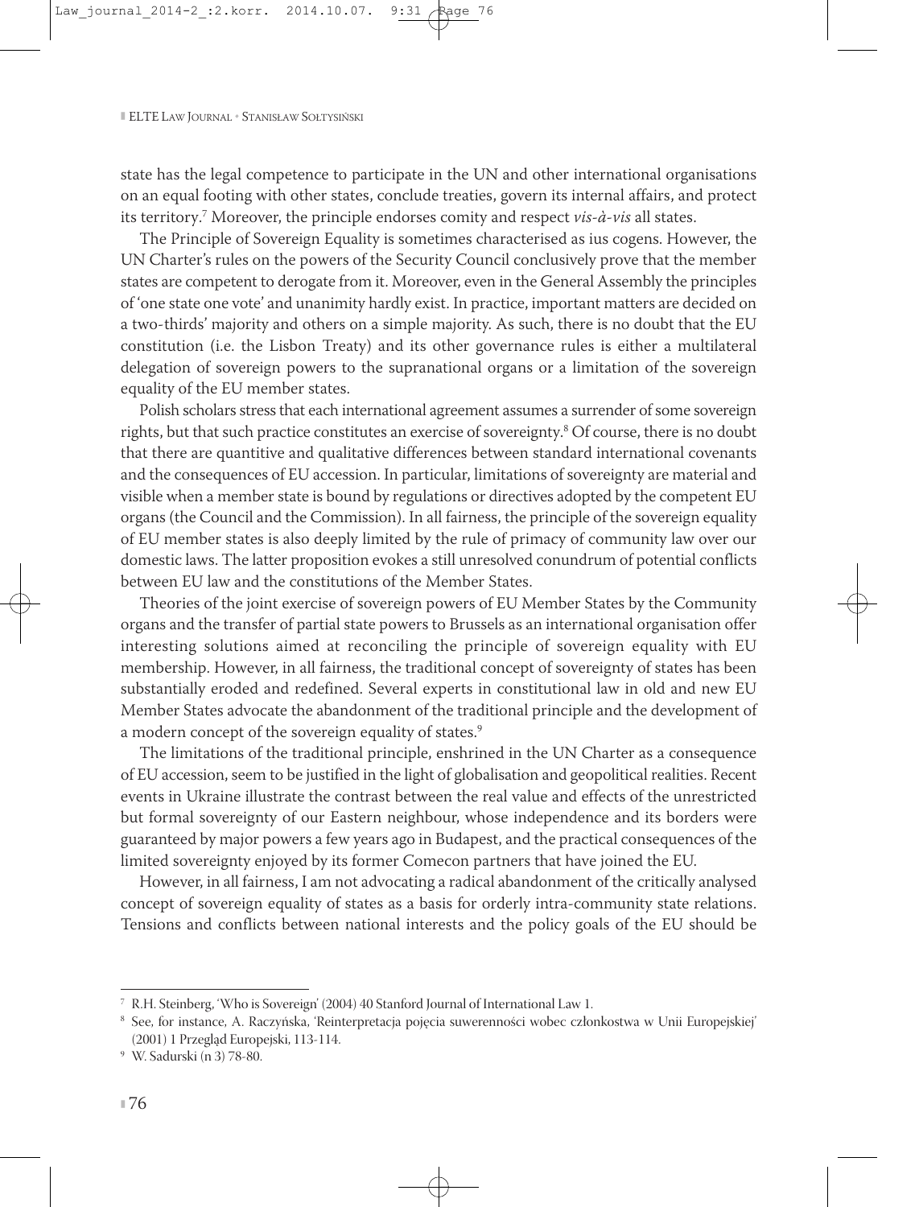state has the legal competence to participate in the UN and other international organisations on an equal footing with other states, conclude treaties, govern its internal affairs, and protect its territory.[7] Moreover, the principle endorses comity and respect *vis-à-vis* all states.

The Principle of Sovereign Equality is sometimes characterised as ius cogens. However, the UN Charter's rules on the powers of the Security Council conclusively prove that the member states are competent to derogate from it. Moreover, even in the General Assembly the principles of 'one state one vote' and unanimity hardly exist. In practice, important matters are decided on a two-thirds' majority and others on a simple majority. As such, there is no doubt that the EU constitution (i.e. the Lisbon Treaty) and its other governance rules is either a multilateral delegation of sovereign powers to the supranational organs or a limitation of the sovereign equality of the EU member states.

Polish scholars stress that each international agreement assumes a surrender of some sovereign rights, but that such practice constitutes an exercise of sovereignty.[8] Of course, there is no doubt that there are quantitive and qualitative differences between standard international covenants and the consequences of EU accession. In particular, limitations of sovereignty are material and visible when a member state is bound by regulations or directives adopted by the competent EU organs (the Council and the Commission). In all fairness, the principle of the sovereign equality of EU member states is also deeply limited by the rule of primacy of community law over our domestic laws. The latter proposition evokes a still unresolved conundrum of potential conflicts between EU law and the constitutions of the Member States.

Theories of the joint exercise of sovereign powers of EU Member States by the Community organs and the transfer of partial state powers to Brussels as an international organisation offer interesting solutions aimed at reconciling the principle of sovereign equality with EU membership. However, in all fairness, the traditional concept of sovereignty of states has been substantially eroded and redefined. Several experts in constitutional law in old and new EU Member States advocate the abandonment of the traditional principle and the development of a modern concept of the sovereign equality of states.[9]

The limitations of the traditional principle, enshrined in the UN Charter as a consequence of EU accession, seem to be justified in the light of globalisation and geopolitical realities. Recent events in Ukraine illustrate the contrast between the real value and effects of the unrestricted but formal sovereignty of our Eastern neighbour, whose independence and its borders were guaranteed by major powers a few years ago in Budapest, and the practical consequences of the limited sovereignty enjoyed by its former Comecon partners that have joined the EU.

However, in all fairness, I am not advocating a radical abandonment of the critically analysed concept of sovereign equality of states as a basis for orderly intra-community state relations. Tensions and conflicts between national interests and the policy goals of the EU should be

---

[7] R.H. Steinberg, 'Who is Sovereign' (2004) 40 Stanford Journal of International Law 1.

[8] See, for instance, A. Raczyńska, 'Reinterpretacja pojęcia suwerenności wobec członkostwa w Unii Europejskiej' (2001) 1 Przegląd Europejski, 113-114.

[9] W. Sadurski (n 3) 78-80.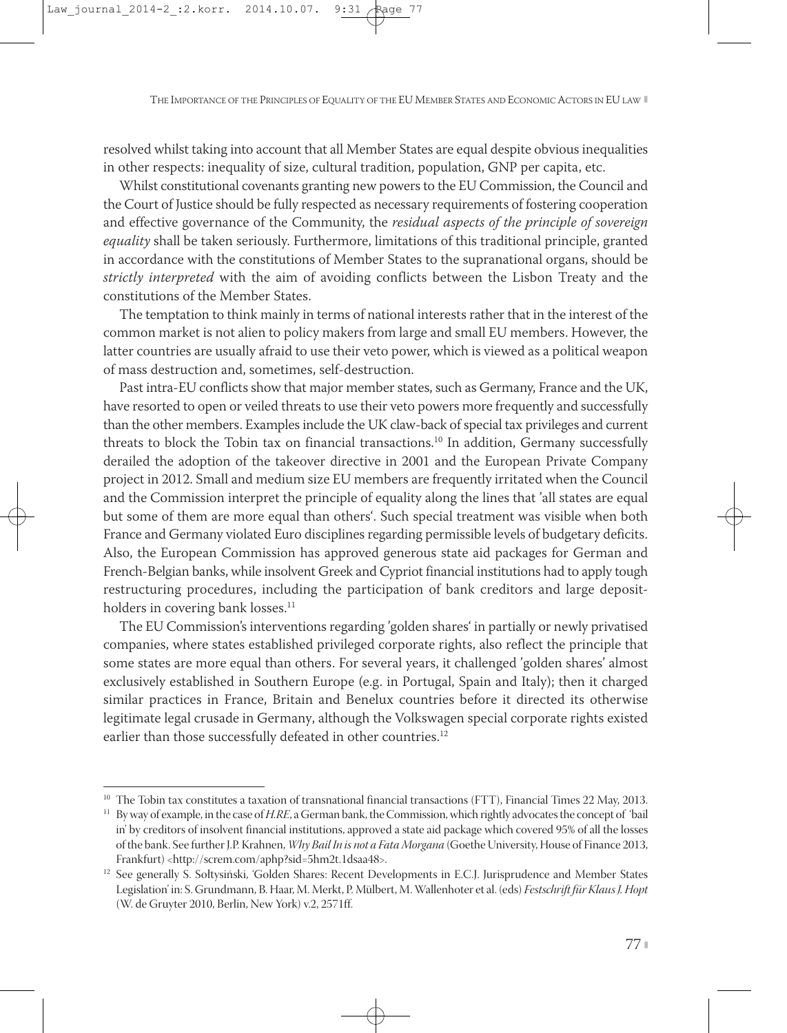resolved whilst taking into account that all Member States are equal despite obvious inequalities in other respects: inequality of size, cultural tradition, population, GNP per capita, etc.

Whilst constitutional covenants granting new powers to the EU Commission, the Council and the Court of Justice should be fully respected as necessary requirements of fostering cooperation and effective governance of the Community, the *residual aspects of the principle of sovereign equality* shall be taken seriously. Furthermore, limitations of this traditional principle, granted in accordance with the constitutions of Member States to the supranational organs, should be *strictly interpreted* with the aim of avoiding conflicts between the Lisbon Treaty and the constitutions of the Member States.

The temptation to think mainly in terms of national interests rather that in the interest of the common market is not alien to policy makers from large and small EU members. However, the latter countries are usually afraid to use their veto power, which is viewed as a political weapon of mass destruction and, sometimes, self-destruction.

Past intra-EU conflicts show that major member states, such as Germany, France and the UK, have resorted to open or veiled threats to use their veto powers more frequently and successfully than the other members. Examples include the UK claw-back of special tax privileges and current threats to block the Tobin tax on financial transactions.[10] In addition, Germany successfully derailed the adoption of the takeover directive in 2001 and the European Private Company project in 2012. Small and medium size EU members are frequently irritated when the Council and the Commission interpret the principle of equality along the lines that 'all states are equal but some of them are more equal than others'. Such special treatment was visible when both France and Germany violated Euro disciplines regarding permissible levels of budgetary deficits. Also, the European Commission has approved generous state aid packages for German and French-Belgian banks, while insolvent Greek and Cypriot financial institutions had to apply tough restructuring procedures, including the participation of bank creditors and large deposit-holders in covering bank losses.[11]

The EU Commission's interventions regarding 'golden shares' in partially or newly privatised companies, where states established privileged corporate rights, also reflect the principle that some states are more equal than others. For several years, it challenged 'golden shares' almost exclusively established in Southern Europe (e.g. in Portugal, Spain and Italy); then it charged similar practices in France, Britain and Benelux countries before it directed its otherwise legitimate legal crusade in Germany, although the Volkswagen special corporate rights existed earlier than those successfully defeated in other countries.[12]

---

[10] The Tobin tax constitutes a taxation of transnational financial transactions (FTT), Financial Times 22 May, 2013.

[11] By way of example, in the case of *H.RE*, a German bank, the Commission, which rightly advocates the concept of 'bail in' by creditors of insolvent financial institutions, approved a state aid package which covered 95% of all the losses of the bank. See further J.P. Krahnen, *Why Bail In is not a Fata Morgana* (Goethe University, House of Finance 2013, Frankfurt) <http://screm.com/aphp?sid=5hm2t.1dsaa48>.

[12] See generally S. Sołtysiński, 'Golden Shares: Recent Developments in E.C.J. Jurisprudence and Member States Legislation' in: S. Grundmann, B. Haar, M. Merkt, P. Mülbert, M. Wallenhoter et al. (eds) *Festschrift für Klaus J. Hopt* (W. de Gruyter 2010, Berlin, New York) v.2, 2571ff.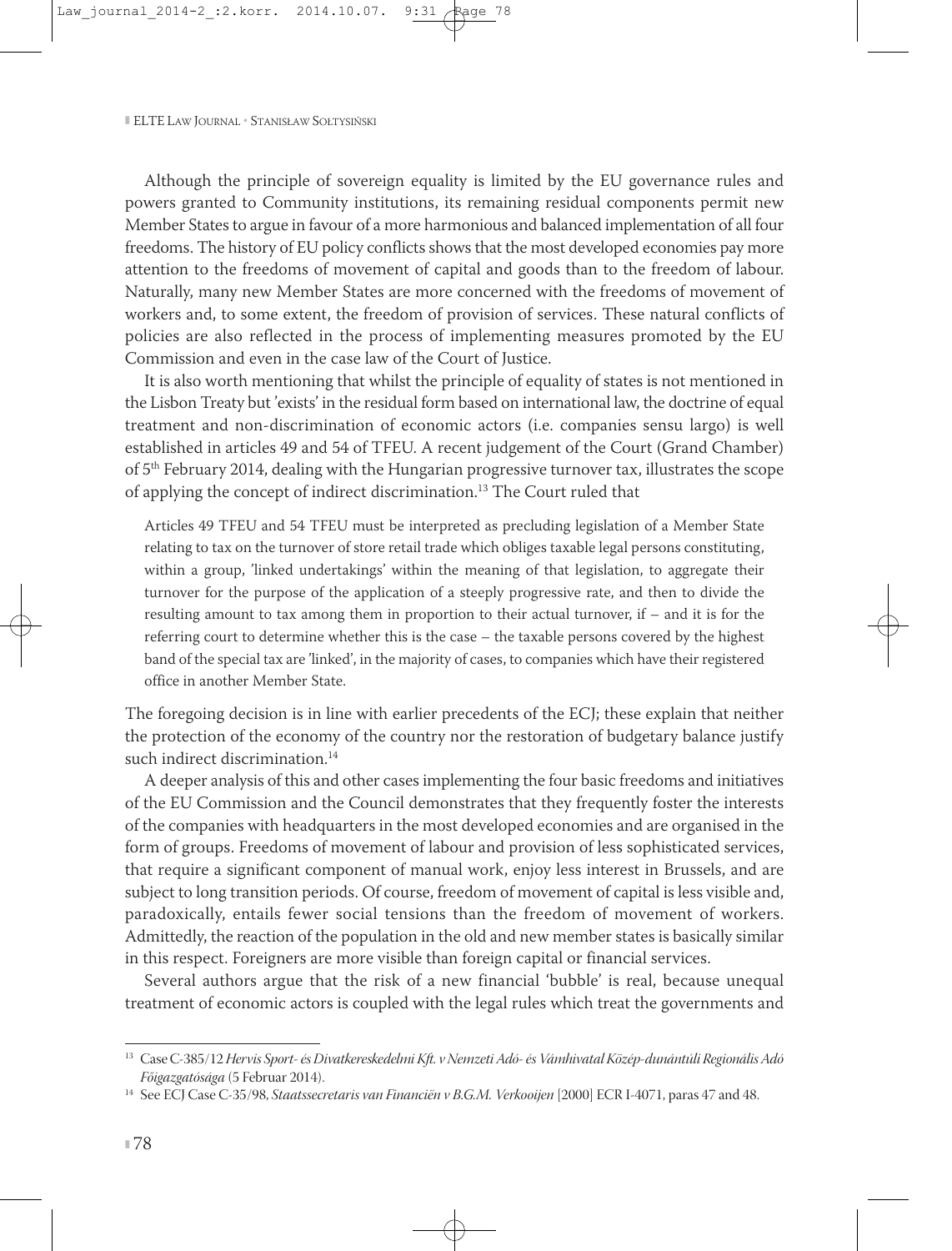Although the principle of sovereign equality is limited by the EU governance rules and powers granted to Community institutions, its remaining residual components permit new Member States to argue in favour of a more harmonious and balanced implementation of all four freedoms. The history of EU policy conflicts shows that the most developed economies pay more attention to the freedoms of movement of capital and goods than to the freedom of labour. Naturally, many new Member States are more concerned with the freedoms of movement of workers and, to some extent, the freedom of provision of services. These natural conflicts of policies are also reflected in the process of implementing measures promoted by the EU Commission and even in the case law of the Court of Justice.

It is also worth mentioning that whilst the principle of equality of states is not mentioned in the Lisbon Treaty but 'exists' in the residual form based on international law, the doctrine of equal treatment and non-discrimination of economic actors (i.e. companies sensu largo) is well established in articles 49 and 54 of TFEU. A recent judgement of the Court (Grand Chamber) of 5th February 2014, dealing with the Hungarian progressive turnover tax, illustrates the scope of applying the concept of indirect discrimination.[13] The Court ruled that

> Articles 49 TFEU and 54 TFEU must be interpreted as precluding legislation of a Member State relating to tax on the turnover of store retail trade which obliges taxable legal persons constituting, within a group, 'linked undertakings' within the meaning of that legislation, to aggregate their turnover for the purpose of the application of a steeply progressive rate, and then to divide the resulting amount to tax among them in proportion to their actual turnover, if – and it is for the referring court to determine whether this is the case – the taxable persons covered by the highest band of the special tax are 'linked', in the majority of cases, to companies which have their registered office in another Member State.

The foregoing decision is in line with earlier precedents of the ECJ; these explain that neither the protection of the economy of the country nor the restoration of budgetary balance justify such indirect discrimination.[14]

A deeper analysis of this and other cases implementing the four basic freedoms and initiatives of the EU Commission and the Council demonstrates that they frequently foster the interests of the companies with headquarters in the most developed economies and are organised in the form of groups. Freedoms of movement of labour and provision of less sophisticated services, that require a significant component of manual work, enjoy less interest in Brussels, and are subject to long transition periods. Of course, freedom of movement of capital is less visible and, paradoxically, entails fewer social tensions than the freedom of movement of workers. Admittedly, the reaction of the population in the old and new member states is basically similar in this respect. Foreigners are more visible than foreign capital or financial services.

Several authors argue that the risk of a new financial 'bubble' is real, because unequal treatment of economic actors is coupled with the legal rules which treat the governments and

---

[13] Case C-385/12 *Hervis Sport- és Divatkereskedelmi Kft. v Nemzeti Adó- és Vámhivatal Közép-dunántúli Regionális Adó Főigazgatósága* (5 Februar 2014).

[14] See ECJ Case C-35/98, *Staatssecretaris van Financiën v B.G.M. Verkooijen* [2000] ECR I-4071, paras 47 and 48.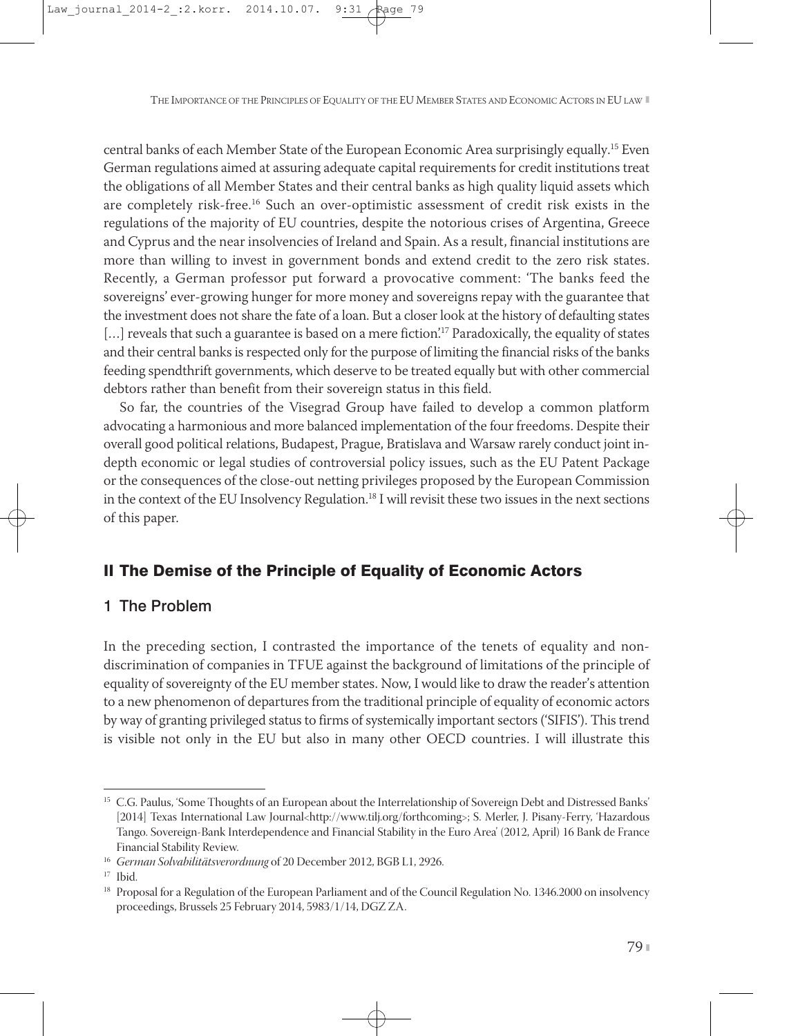central banks of each Member State of the European Economic Area surprisingly equally.[15] Even German regulations aimed at assuring adequate capital requirements for credit institutions treat the obligations of all Member States and their central banks as high quality liquid assets which are completely risk-free.[16] Such an over-optimistic assessment of credit risk exists in the regulations of the majority of EU countries, despite the notorious crises of Argentina, Greece and Cyprus and the near insolvencies of Ireland and Spain. As a result, financial institutions are more than willing to invest in government bonds and extend credit to the zero risk states. Recently, a German professor put forward a provocative comment: 'The banks feed the sovereigns' ever-growing hunger for more money and sovereigns repay with the guarantee that the investment does not share the fate of a loan. But a closer look at the history of defaulting states […] reveals that such a guarantee is based on a mere fiction.'[17] Paradoxically, the equality of states and their central banks is respected only for the purpose of limiting the financial risks of the banks feeding spendthrift governments, which deserve to be treated equally but with other commercial debtors rather than benefit from their sovereign status in this field.

So far, the countries of the Visegrad Group have failed to develop a common platform advocating a harmonious and more balanced implementation of the four freedoms. Despite their overall good political relations, Budapest, Prague, Bratislava and Warsaw rarely conduct joint in-depth economic or legal studies of controversial policy issues, such as the EU Patent Package or the consequences of the close-out netting privileges proposed by the European Commission in the context of the EU Insolvency Regulation.[18] I will revisit these two issues in the next sections of this paper.

## II The Demise of the Principle of Equality of Economic Actors

### 1 The Problem

In the preceding section, I contrasted the importance of the tenets of equality and non-discrimination of companies in TFUE against the background of limitations of the principle of equality of sovereignty of the EU member states. Now, I would like to draw the reader's attention to a new phenomenon of departures from the traditional principle of equality of economic actors by way of granting privileged status to firms of systemically important sectors ('SIFIS'). This trend is visible not only in the EU but also in many other OECD countries. I will illustrate this

---

[15] C.G. Paulus, 'Some Thoughts of an European about the Interrelationship of Sovereign Debt and Distressed Banks' [2014] Texas International Law Journal<http://www.tilj.org/forthcoming>; S. Merler, J. Pisany-Ferry, 'Hazardous Tango. Sovereign-Bank Interdependence and Financial Stability in the Euro Area' (2012, April) 16 Bank de France Financial Stability Review.

[16] *German Solvabilitätsverordnung* of 20 December 2012, BGB I.1, 2926.

[17] Ibid.

[18] Proposal for a Regulation of the European Parliament and of the Council Regulation No. 1346.2000 on insolvency proceedings, Brussels 25 February 2014, 5983/1/14, DGZ ZA.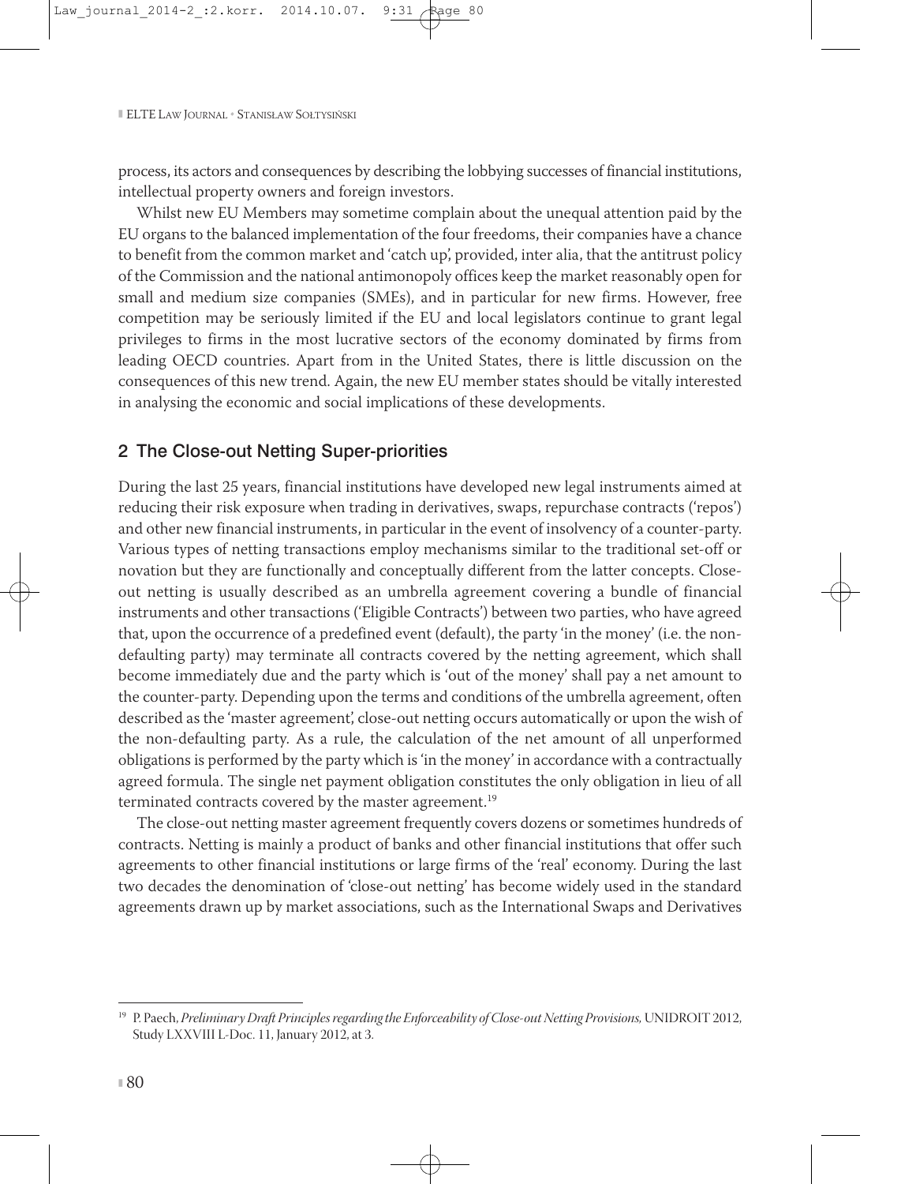process, its actors and consequences by describing the lobbying successes of financial institutions, intellectual property owners and foreign investors.

Whilst new EU Members may sometime complain about the unequal attention paid by the EU organs to the balanced implementation of the four freedoms, their companies have a chance to benefit from the common market and 'catch up', provided, inter alia, that the antitrust policy of the Commission and the national antimonopoly offices keep the market reasonably open for small and medium size companies (SMEs), and in particular for new firms. However, free competition may be seriously limited if the EU and local legislators continue to grant legal privileges to firms in the most lucrative sectors of the economy dominated by firms from leading OECD countries. Apart from in the United States, there is little discussion on the consequences of this new trend. Again, the new EU member states should be vitally interested in analysing the economic and social implications of these developments.

## 2 The Close-out Netting Super-priorities

During the last 25 years, financial institutions have developed new legal instruments aimed at reducing their risk exposure when trading in derivatives, swaps, repurchase contracts ('repos') and other new financial instruments, in particular in the event of insolvency of a counter-party. Various types of netting transactions employ mechanisms similar to the traditional set-off or novation but they are functionally and conceptually different from the latter concepts. Close-out netting is usually described as an umbrella agreement covering a bundle of financial instruments and other transactions ('Eligible Contracts') between two parties, who have agreed that, upon the occurrence of a predefined event (default), the party 'in the money' (i.e. the non-defaulting party) may terminate all contracts covered by the netting agreement, which shall become immediately due and the party which is 'out of the money' shall pay a net amount to the counter-party. Depending upon the terms and conditions of the umbrella agreement, often described as the 'master agreement', close-out netting occurs automatically or upon the wish of the non-defaulting party. As a rule, the calculation of the net amount of all unperformed obligations is performed by the party which is 'in the money' in accordance with a contractually agreed formula. The single net payment obligation constitutes the only obligation in lieu of all terminated contracts covered by the master agreement.[19]

The close-out netting master agreement frequently covers dozens or sometimes hundreds of contracts. Netting is mainly a product of banks and other financial institutions that offer such agreements to other financial institutions or large firms of the 'real' economy. During the last two decades the denomination of 'close-out netting' has become widely used in the standard agreements drawn up by market associations, such as the International Swaps and Derivatives

[19] P. Paech, *Preliminary Draft Principles regarding the Enforceability of Close-out Netting Provisions,* UNIDROIT 2012, Study LXXVIII L-Doc. 11, January 2012, at 3.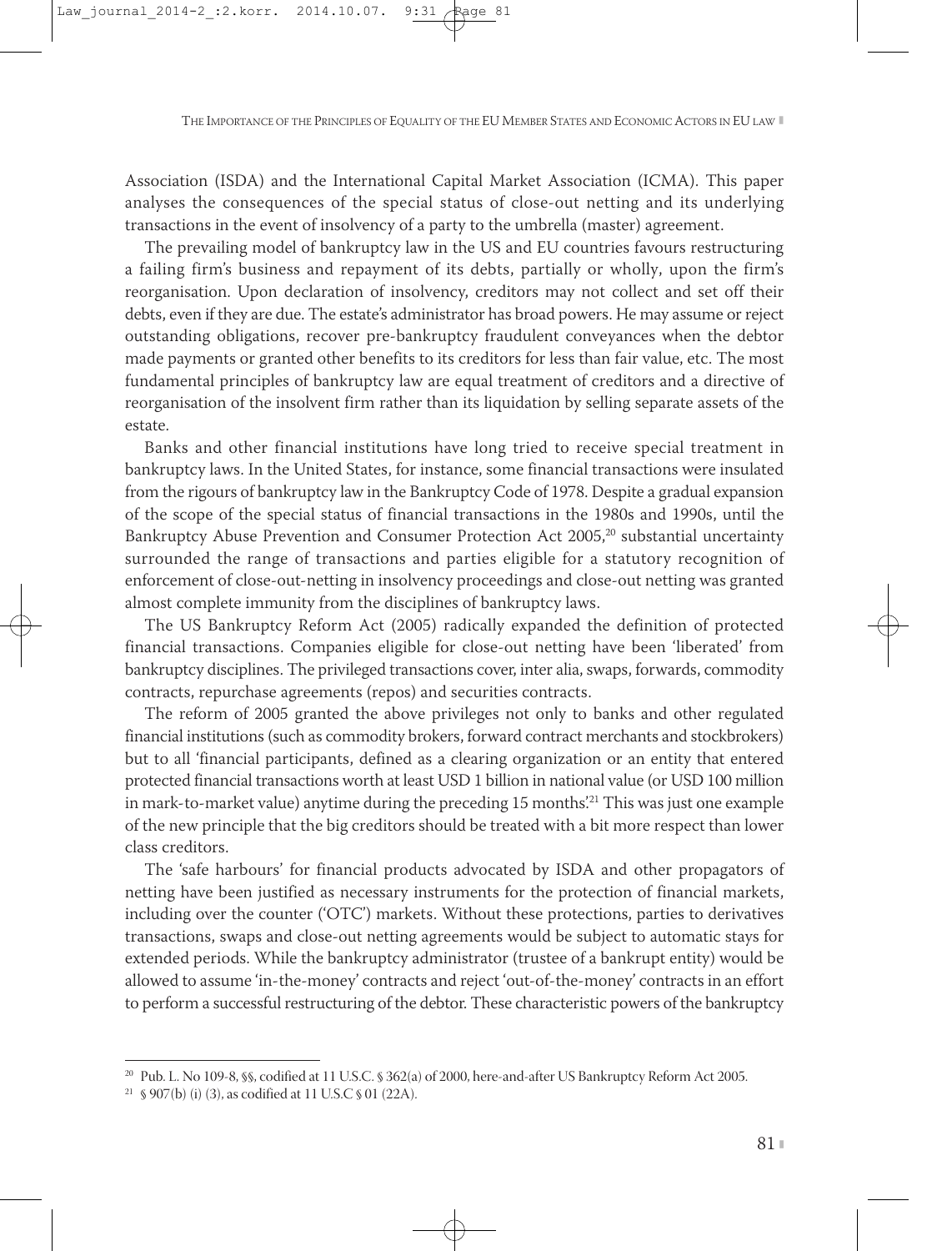Association (ISDA) and the International Capital Market Association (ICMA). This paper analyses the consequences of the special status of close-out netting and its underlying transactions in the event of insolvency of a party to the umbrella (master) agreement.

The prevailing model of bankruptcy law in the US and EU countries favours restructuring a failing firm's business and repayment of its debts, partially or wholly, upon the firm's reorganisation. Upon declaration of insolvency, creditors may not collect and set off their debts, even if they are due. The estate's administrator has broad powers. He may assume or reject outstanding obligations, recover pre-bankruptcy fraudulent conveyances when the debtor made payments or granted other benefits to its creditors for less than fair value, etc. The most fundamental principles of bankruptcy law are equal treatment of creditors and a directive of reorganisation of the insolvent firm rather than its liquidation by selling separate assets of the estate.

Banks and other financial institutions have long tried to receive special treatment in bankruptcy laws. In the United States, for instance, some financial transactions were insulated from the rigours of bankruptcy law in the Bankruptcy Code of 1978. Despite a gradual expansion of the scope of the special status of financial transactions in the 1980s and 1990s, until the Bankruptcy Abuse Prevention and Consumer Protection Act 2005,[20] substantial uncertainty surrounded the range of transactions and parties eligible for a statutory recognition of enforcement of close-out-netting in insolvency proceedings and close-out netting was granted almost complete immunity from the disciplines of bankruptcy laws.

The US Bankruptcy Reform Act (2005) radically expanded the definition of protected financial transactions. Companies eligible for close-out netting have been 'liberated' from bankruptcy disciplines. The privileged transactions cover, inter alia, swaps, forwards, commodity contracts, repurchase agreements (repos) and securities contracts.

The reform of 2005 granted the above privileges not only to banks and other regulated financial institutions (such as commodity brokers, forward contract merchants and stockbrokers) but to all 'financial participants, defined as a clearing organization or an entity that entered protected financial transactions worth at least USD 1 billion in national value (or USD 100 million in mark-to-market value) anytime during the preceding 15 months'.[21] This was just one example of the new principle that the big creditors should be treated with a bit more respect than lower class creditors.

The 'safe harbours' for financial products advocated by ISDA and other propagators of netting have been justified as necessary instruments for the protection of financial markets, including over the counter ('OTC') markets. Without these protections, parties to derivatives transactions, swaps and close-out netting agreements would be subject to automatic stays for extended periods. While the bankruptcy administrator (trustee of a bankrupt entity) would be allowed to assume 'in-the-money' contracts and reject 'out-of-the-money' contracts in an effort to perform a successful restructuring of the debtor. These characteristic powers of the bankruptcy

[20] Pub. L. No 109-8, §§, codified at 11 U.S.C. § 362(a) of 2000, here-and-after US Bankruptcy Reform Act 2005.

[21] § 907(b) (i) (3), as codified at 11 U.S.C § 01 (22A).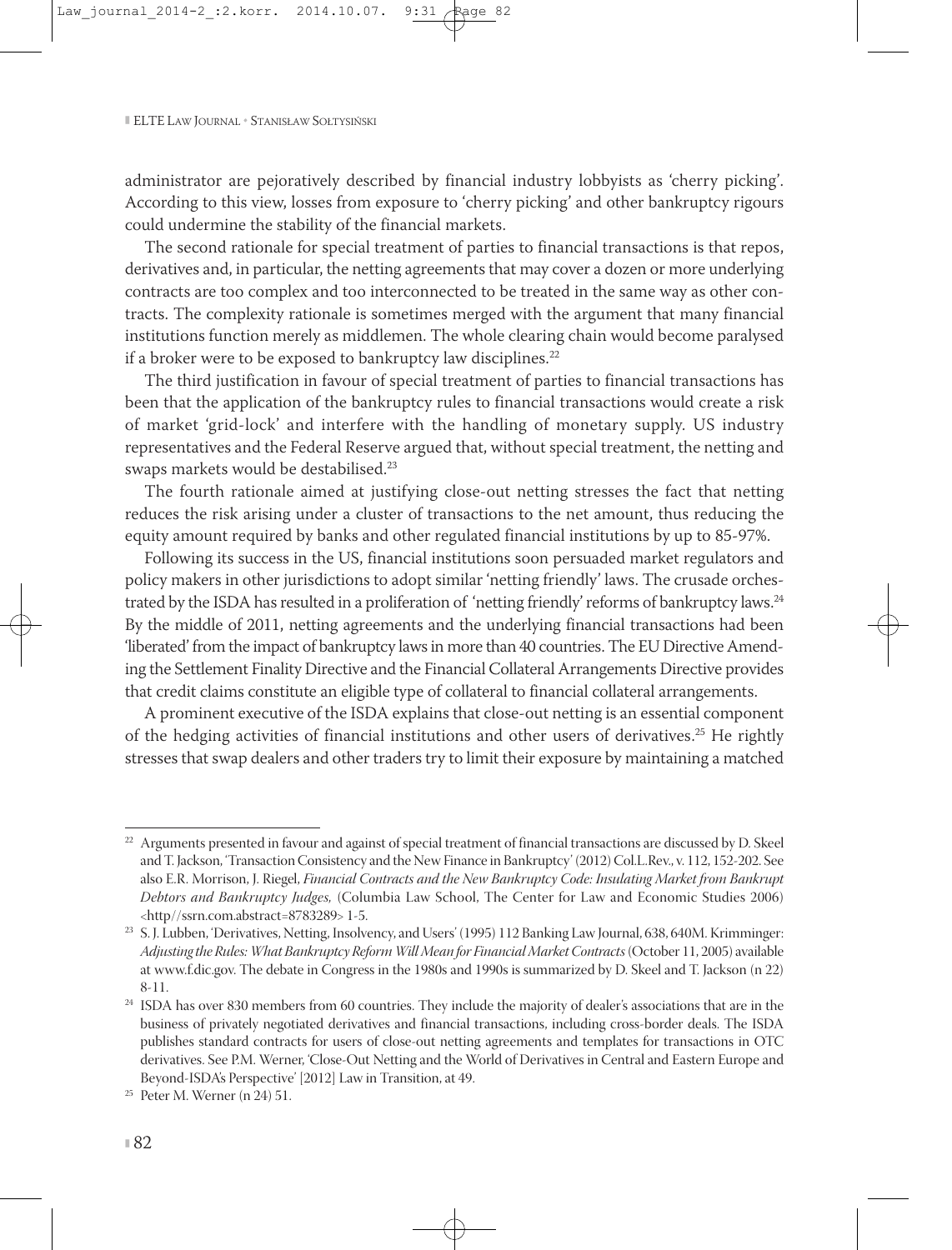administrator are pejoratively described by financial industry lobbyists as 'cherry picking'. According to this view, losses from exposure to 'cherry picking' and other bankruptcy rigours could undermine the stability of the financial markets.

The second rationale for special treatment of parties to financial transactions is that repos, derivatives and, in particular, the netting agreements that may cover a dozen or more underlying contracts are too complex and too interconnected to be treated in the same way as other contracts. The complexity rationale is sometimes merged with the argument that many financial institutions function merely as middlemen. The whole clearing chain would become paralysed if a broker were to be exposed to bankruptcy law disciplines.[22]

The third justification in favour of special treatment of parties to financial transactions has been that the application of the bankruptcy rules to financial transactions would create a risk of market 'grid-lock' and interfere with the handling of monetary supply. US industry representatives and the Federal Reserve argued that, without special treatment, the netting and swaps markets would be destabilised.[23]

The fourth rationale aimed at justifying close-out netting stresses the fact that netting reduces the risk arising under a cluster of transactions to the net amount, thus reducing the equity amount required by banks and other regulated financial institutions by up to 85-97%.

Following its success in the US, financial institutions soon persuaded market regulators and policy makers in other jurisdictions to adopt similar 'netting friendly' laws. The crusade orchestrated by the ISDA has resulted in a proliferation of 'netting friendly' reforms of bankruptcy laws.[24] By the middle of 2011, netting agreements and the underlying financial transactions had been 'liberated' from the impact of bankruptcy laws in more than 40 countries. The EU Directive Amending the Settlement Finality Directive and the Financial Collateral Arrangements Directive provides that credit claims constitute an eligible type of collateral to financial collateral arrangements.

A prominent executive of the ISDA explains that close-out netting is an essential component of the hedging activities of financial institutions and other users of derivatives.[25] He rightly stresses that swap dealers and other traders try to limit their exposure by maintaining a matched

---

[22] Arguments presented in favour and against of special treatment of financial transactions are discussed by D. Skeel and T. Jackson, 'Transaction Consistency and the New Finance in Bankruptcy' (2012) Col.L.Rev., v. 112, 152-202. See also E.R. Morrison, J. Riegel, *Financial Contracts and the New Bankruptcy Code: Insulating Market from Bankrupt Debtors and Bankruptcy Judges,* (Columbia Law School, The Center for Law and Economic Studies 2006) <http//ssrn.com.abstract=8783289> 1-5.

[23] S. J. Lubben, 'Derivatives, Netting, Insolvency, and Users' (1995) 112 Banking Law Journal, 638, 640M. Krimminger: *Adjusting the Rules: What Bankruptcy Reform Will Mean for Financial Market Contracts* (October 11, 2005) available at www.f.dic.gov. The debate in Congress in the 1980s and 1990s is summarized by D. Skeel and T. Jackson (n 22) 8-11.

[24] ISDA has over 830 members from 60 countries. They include the majority of dealer's associations that are in the business of privately negotiated derivatives and financial transactions, including cross-border deals. The ISDA publishes standard contracts for users of close-out netting agreements and templates for transactions in OTC derivatives. See P.M. Werner, 'Close-Out Netting and the World of Derivatives in Central and Eastern Europe and Beyond-ISDA's Perspective' [2012] Law in Transition, at 49.

[25] Peter M. Werner (n 24) 51.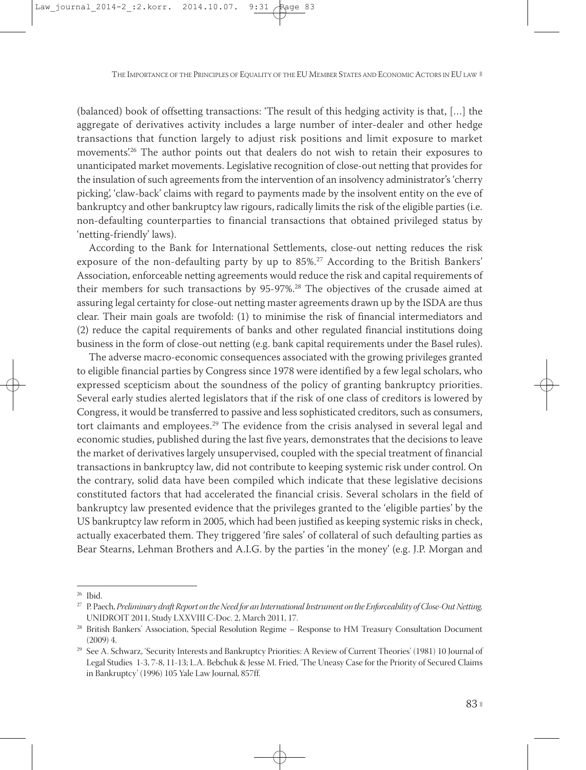(balanced) book of offsetting transactions: 'The result of this hedging activity is that, […] the aggregate of derivatives activity includes a large number of inter-dealer and other hedge transactions that function largely to adjust risk positions and limit exposure to market movements'.[26] The author points out that dealers do not wish to retain their exposures to unanticipated market movements. Legislative recognition of close-out netting that provides for the insulation of such agreements from the intervention of an insolvency administrator's 'cherry picking', 'claw-back' claims with regard to payments made by the insolvent entity on the eve of bankruptcy and other bankruptcy law rigours, radically limits the risk of the eligible parties (i.e. non-defaulting counterparties to financial transactions that obtained privileged status by 'netting-friendly' laws).

According to the Bank for International Settlements, close-out netting reduces the risk exposure of the non-defaulting party by up to 85%.[27] According to the British Bankers' Association, enforceable netting agreements would reduce the risk and capital requirements of their members for such transactions by 95-97%.[28] The objectives of the crusade aimed at assuring legal certainty for close-out netting master agreements drawn up by the ISDA are thus clear. Their main goals are twofold: (1) to minimise the risk of financial intermediators and (2) reduce the capital requirements of banks and other regulated financial institutions doing business in the form of close-out netting (e.g. bank capital requirements under the Basel rules).

The adverse macro-economic consequences associated with the growing privileges granted to eligible financial parties by Congress since 1978 were identified by a few legal scholars, who expressed scepticism about the soundness of the policy of granting bankruptcy priorities. Several early studies alerted legislators that if the risk of one class of creditors is lowered by Congress, it would be transferred to passive and less sophisticated creditors, such as consumers, tort claimants and employees.[29] The evidence from the crisis analysed in several legal and economic studies, published during the last five years, demonstrates that the decisions to leave the market of derivatives largely unsupervised, coupled with the special treatment of financial transactions in bankruptcy law, did not contribute to keeping systemic risk under control. On the contrary, solid data have been compiled which indicate that these legislative decisions constituted factors that had accelerated the financial crisis. Several scholars in the field of bankruptcy law presented evidence that the privileges granted to the 'eligible parties' by the US bankruptcy law reform in 2005, which had been justified as keeping systemic risks in check, actually exacerbated them. They triggered 'fire sales' of collateral of such defaulting parties as Bear Stearns, Lehman Brothers and A.I.G. by the parties 'in the money' (e.g. J.P. Morgan and

---

[26] Ibid.

[27] P. Paech, *Preliminary draft Report on the Need for an International Instrument on the Enforceability of Close-Out Netting,* UNIDROIT 2011, Study LXXVIII C-Doc. 2, March 2011, 17.

[28] British Bankers' Association, Special Resolution Regime – Response to HM Treasury Consultation Document (2009) 4.

[29] See A. Schwarz, 'Security Interests and Bankruptcy Priorities: A Review of Current Theories' (1981) 10 Journal of Legal Studies 1-3, 7-8, 11-13; L.A. Bebchuk & Jesse M. Fried, 'The Uneasy Case for the Priority of Secured Claims in Bankruptcy' (1996) 105 Yale Law Journal, 857ff.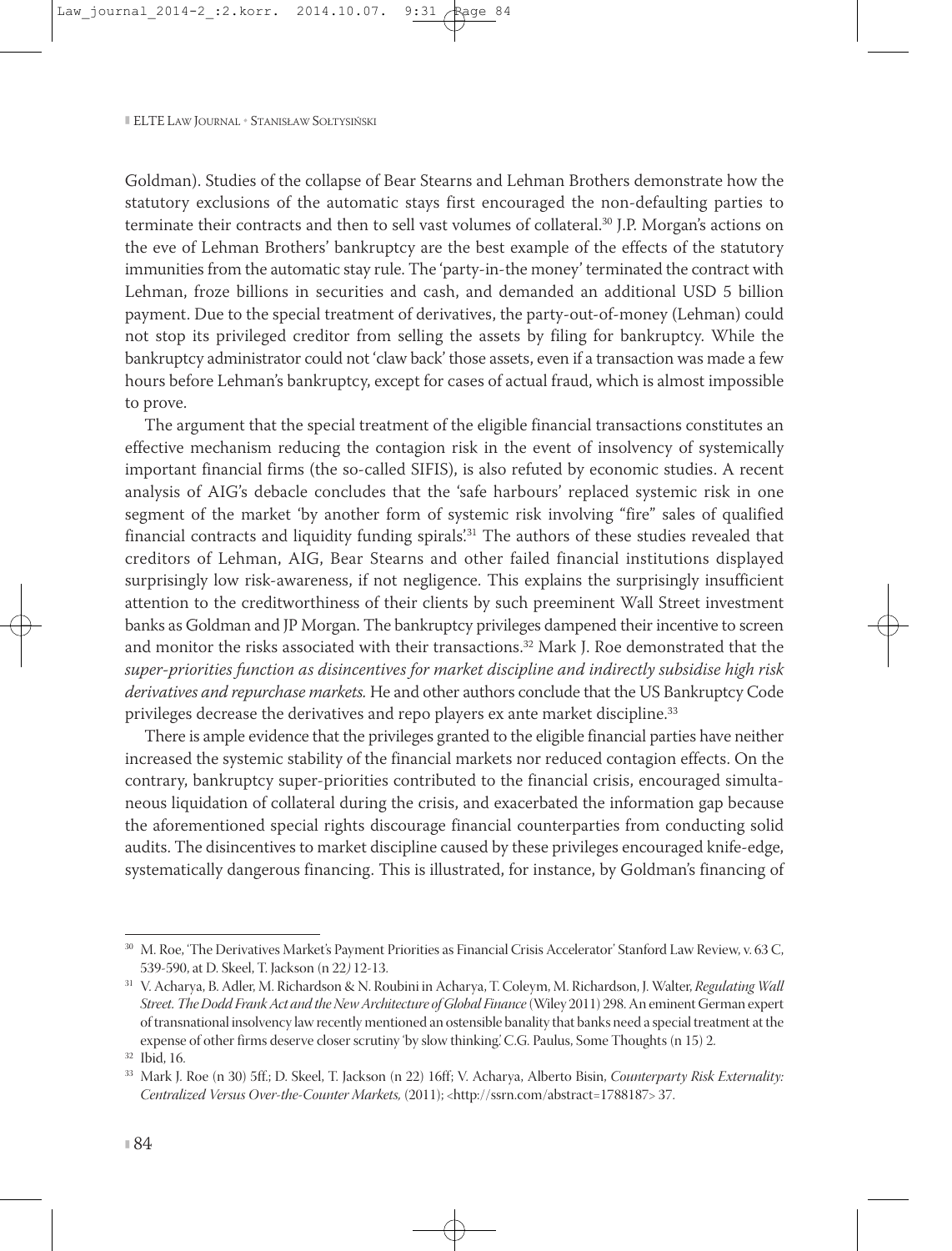Goldman). Studies of the collapse of Bear Stearns and Lehman Brothers demonstrate how the statutory exclusions of the automatic stays first encouraged the non-defaulting parties to terminate their contracts and then to sell vast volumes of collateral.[30] J.P. Morgan's actions on the eve of Lehman Brothers' bankruptcy are the best example of the effects of the statutory immunities from the automatic stay rule. The 'party-in-the money' terminated the contract with Lehman, froze billions in securities and cash, and demanded an additional USD 5 billion payment. Due to the special treatment of derivatives, the party-out-of-money (Lehman) could not stop its privileged creditor from selling the assets by filing for bankruptcy. While the bankruptcy administrator could not 'claw back' those assets, even if a transaction was made a few hours before Lehman's bankruptcy, except for cases of actual fraud, which is almost impossible to prove.

The argument that the special treatment of the eligible financial transactions constitutes an effective mechanism reducing the contagion risk in the event of insolvency of systemically important financial firms (the so-called SIFIS), is also refuted by economic studies. A recent analysis of AIG's debacle concludes that the 'safe harbours' replaced systemic risk in one segment of the market 'by another form of systemic risk involving "fire" sales of qualified financial contracts and liquidity funding spirals'.[31] The authors of these studies revealed that creditors of Lehman, AIG, Bear Stearns and other failed financial institutions displayed surprisingly low risk-awareness, if not negligence. This explains the surprisingly insufficient attention to the creditworthiness of their clients by such preeminent Wall Street investment banks as Goldman and JP Morgan. The bankruptcy privileges dampened their incentive to screen and monitor the risks associated with their transactions.[32] Mark J. Roe demonstrated that the *super-priorities function as disincentives for market discipline and indirectly subsidise high risk derivatives and repurchase markets.* He and other authors conclude that the US Bankruptcy Code privileges decrease the derivatives and repo players ex ante market discipline.[33]

There is ample evidence that the privileges granted to the eligible financial parties have neither increased the systemic stability of the financial markets nor reduced contagion effects. On the contrary, bankruptcy super-priorities contributed to the financial crisis, encouraged simultaneous liquidation of collateral during the crisis, and exacerbated the information gap because the aforementioned special rights discourage financial counterparties from conducting solid audits. The disincentives to market discipline caused by these privileges encouraged knife-edge, systematically dangerous financing. This is illustrated, for instance, by Goldman's financing of

---

[30] M. Roe, 'The Derivatives Market's Payment Priorities as Financial Crisis Accelerator' Stanford Law Review, v. 63 C, 539-590, at D. Skeel, T. Jackson (n 22*)* 12-13.

[31] V. Acharya, B. Adler, M. Richardson & N. Roubini in Acharya, T. Coleym, M. Richardson, J. Walter, *Regulating Wall Street. The Dodd Frank Act and the New Architecture of Global Finance* (Wiley 2011) 298. An eminent German expert of transnational insolvency law recently mentioned an ostensible banality that banks need a special treatment at the expense of other firms deserve closer scrutiny 'by slow thinking.' C.G. Paulus, Some Thoughts (n 15) 2.

[32] Ibid, 16.

[33] Mark J. Roe (n 30) 5ff.; D. Skeel, T. Jackson (n 22) 16ff; V. Acharya, Alberto Bisin, *Counterparty Risk Externality: Centralized Versus Over-the-Counter Markets,* (2011); <http://ssrn.com/abstract=1788187> 37.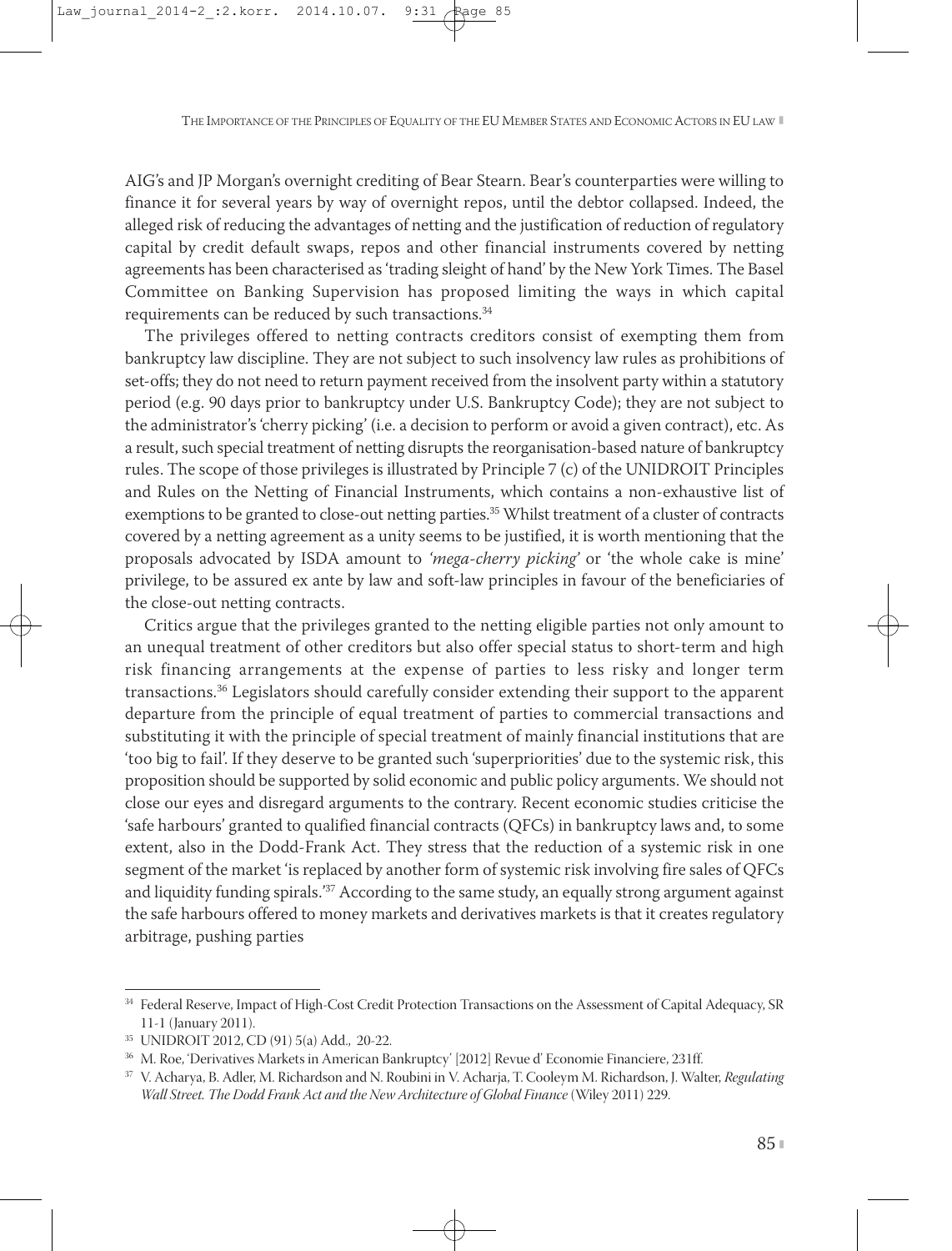AIG's and JP Morgan's overnight crediting of Bear Stearn. Bear's counterparties were willing to finance it for several years by way of overnight repos, until the debtor collapsed. Indeed, the alleged risk of reducing the advantages of netting and the justification of reduction of regulatory capital by credit default swaps, repos and other financial instruments covered by netting agreements has been characterised as 'trading sleight of hand' by the New York Times. The Basel Committee on Banking Supervision has proposed limiting the ways in which capital requirements can be reduced by such transactions.[34]

The privileges offered to netting contracts creditors consist of exempting them from bankruptcy law discipline. They are not subject to such insolvency law rules as prohibitions of set-offs; they do not need to return payment received from the insolvent party within a statutory period (e.g. 90 days prior to bankruptcy under U.S. Bankruptcy Code); they are not subject to the administrator's 'cherry picking' (i.e. a decision to perform or avoid a given contract), etc. As a result, such special treatment of netting disrupts the reorganisation-based nature of bankruptcy rules. The scope of those privileges is illustrated by Principle 7 (c) of the UNIDROIT Principles and Rules on the Netting of Financial Instruments, which contains a non-exhaustive list of exemptions to be granted to close-out netting parties.[35] Whilst treatment of a cluster of contracts covered by a netting agreement as a unity seems to be justified, it is worth mentioning that the proposals advocated by ISDA amount to *'mega-cherry picking'* or 'the whole cake is mine' privilege, to be assured ex ante by law and soft-law principles in favour of the beneficiaries of the close-out netting contracts.

Critics argue that the privileges granted to the netting eligible parties not only amount to an unequal treatment of other creditors but also offer special status to short-term and high risk financing arrangements at the expense of parties to less risky and longer term transactions.[36] Legislators should carefully consider extending their support to the apparent departure from the principle of equal treatment of parties to commercial transactions and substituting it with the principle of special treatment of mainly financial institutions that are 'too big to fail'. If they deserve to be granted such 'superpriorities' due to the systemic risk, this proposition should be supported by solid economic and public policy arguments. We should not close our eyes and disregard arguments to the contrary. Recent economic studies criticise the 'safe harbours' granted to qualified financial contracts (QFCs) in bankruptcy laws and, to some extent, also in the Dodd-Frank Act. They stress that the reduction of a systemic risk in one segment of the market 'is replaced by another form of systemic risk involving fire sales of QFCs and liquidity funding spirals.'[37] According to the same study, an equally strong argument against the safe harbours offered to money markets and derivatives markets is that it creates regulatory arbitrage, pushing parties

---

[34] Federal Reserve, Impact of High-Cost Credit Protection Transactions on the Assessment of Capital Adequacy, SR 11-1 (January 2011).

[35] UNIDROIT 2012, CD (91) 5(a) Add., 20-22.

[36] M. Roe, 'Derivatives Markets in American Bankruptcy' [2012] Revue d' Economie Financiere, 231ff.

[37] V. Acharya, B. Adler, M. Richardson and N. Roubini in V. Acharja, T. Cooleym M. Richardson, J. Walter, *Regulating Wall Street. The Dodd Frank Act and the New Architecture of Global Finance* (Wiley 2011) 229.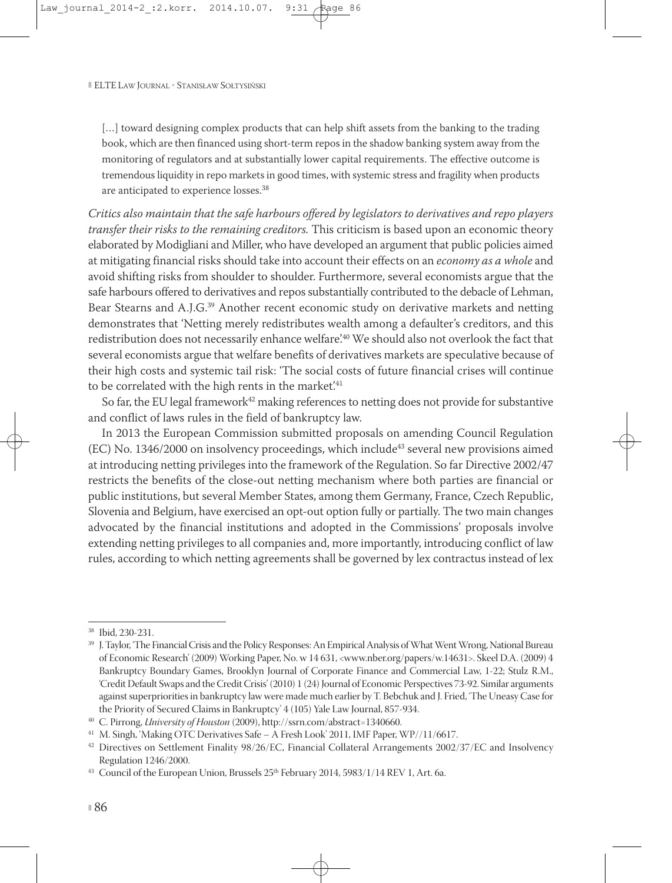> [...] toward designing complex products that can help shift assets from the banking to the trading book, which are then financed using short-term repos in the shadow banking system away from the monitoring of regulators and at substantially lower capital requirements. The effective outcome is tremendous liquidity in repo markets in good times, with systemic stress and fragility when products are anticipated to experience losses.[38]

*Critics also maintain that the safe harbours offered by legislators to derivatives and repo players transfer their risks to the remaining creditors.* This criticism is based upon an economic theory elaborated by Modigliani and Miller, who have developed an argument that public policies aimed at mitigating financial risks should take into account their effects on an *economy as a whole* and avoid shifting risks from shoulder to shoulder. Furthermore, several economists argue that the safe harbours offered to derivatives and repos substantially contributed to the debacle of Lehman, Bear Stearns and A.J.G.[39] Another recent economic study on derivative markets and netting demonstrates that 'Netting merely redistributes wealth among a defaulter's creditors, and this redistribution does not necessarily enhance welfare'.[40] We should also not overlook the fact that several economists argue that welfare benefits of derivatives markets are speculative because of their high costs and systemic tail risk: 'The social costs of future financial crises will continue to be correlated with the high rents in the market'.[41]

So far, the EU legal framework[42] making references to netting does not provide for substantive and conflict of laws rules in the field of bankruptcy law.

In 2013 the European Commission submitted proposals on amending Council Regulation (EC) No. 1346/2000 on insolvency proceedings, which include[43] several new provisions aimed at introducing netting privileges into the framework of the Regulation. So far Directive 2002/47 restricts the benefits of the close-out netting mechanism where both parties are financial or public institutions, but several Member States, among them Germany, France, Czech Republic, Slovenia and Belgium, have exercised an opt-out option fully or partially. The two main changes advocated by the financial institutions and adopted in the Commissions' proposals involve extending netting privileges to all companies and, more importantly, introducing conflict of law rules, according to which netting agreements shall be governed by lex contractus instead of lex

---

[38] Ibid, 230-231.

[39] J. Taylor, 'The Financial Crisis and the Policy Responses: An Empirical Analysis of What Went Wrong, National Bureau of Economic Research' (2009) Working Paper, No. w 14 631, <www.nber.org/papers/w.14631>. Skeel D.A. (2009) 4 Bankruptcy Boundary Games, Brooklyn Journal of Corporate Finance and Commercial Law, 1-22; Stulz R.M., 'Credit Default Swaps and the Credit Crisis' (2010) 1 (24) Journal of Economic Perspectives 73-92. Similar arguments against superpriorities in bankruptcy law were made much earlier by T. Bebchuk and J. Fried, 'The Uneasy Case for the Priority of Secured Claims in Bankruptcy' 4 (105) Yale Law Journal, 857-934.

[40] C. Pirrong, *University of Houston* (2009), http://ssrn.com/abstract=1340660.

[41] M. Singh, 'Making OTC Derivatives Safe – A Fresh Look' 2011, IMF Paper, WP//11/6617.

[42] Directives on Settlement Finality 98/26/EC, Financial Collateral Arrangements 2002/37/EC and Insolvency Regulation 1246/2000.

[43] Council of the European Union, Brussels 25th February 2014, 5983/1/14 REV 1, Art. 6a.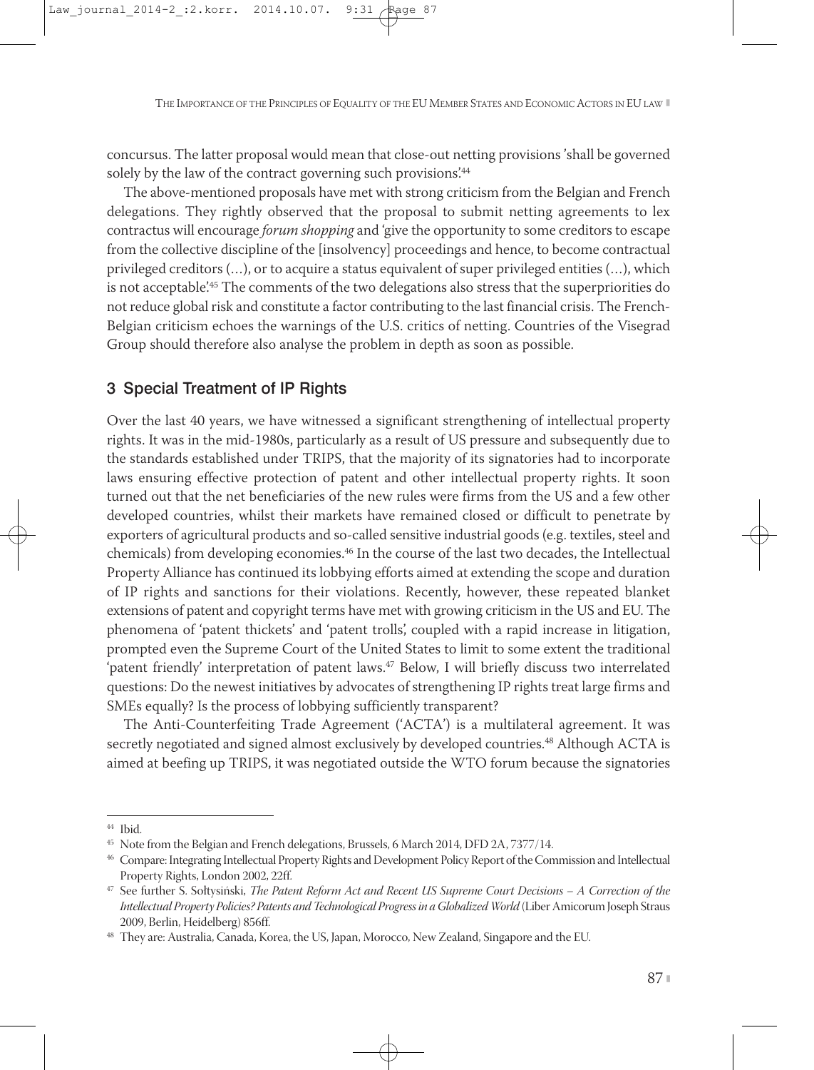concursus. The latter proposal would mean that close-out netting provisions 'shall be governed solely by the law of the contract governing such provisions'.[44]

The above-mentioned proposals have met with strong criticism from the Belgian and French delegations. They rightly observed that the proposal to submit netting agreements to lex contractus will encourage *forum shopping* and 'give the opportunity to some creditors to escape from the collective discipline of the [insolvency] proceedings and hence, to become contractual privileged creditors (…), or to acquire a status equivalent of super privileged entities (…), which is not acceptable'.[45] The comments of the two delegations also stress that the superpriorities do not reduce global risk and constitute a factor contributing to the last financial crisis. The French-Belgian criticism echoes the warnings of the U.S. critics of netting. Countries of the Visegrad Group should therefore also analyse the problem in depth as soon as possible.

## 3 Special Treatment of IP Rights

Over the last 40 years, we have witnessed a significant strengthening of intellectual property rights. It was in the mid-1980s, particularly as a result of US pressure and subsequently due to the standards established under TRIPS, that the majority of its signatories had to incorporate laws ensuring effective protection of patent and other intellectual property rights. It soon turned out that the net beneficiaries of the new rules were firms from the US and a few other developed countries, whilst their markets have remained closed or difficult to penetrate by exporters of agricultural products and so-called sensitive industrial goods (e.g. textiles, steel and chemicals) from developing economies.[46] In the course of the last two decades, the Intellectual Property Alliance has continued its lobbying efforts aimed at extending the scope and duration of IP rights and sanctions for their violations. Recently, however, these repeated blanket extensions of patent and copyright terms have met with growing criticism in the US and EU. The phenomena of 'patent thickets' and 'patent trolls', coupled with a rapid increase in litigation, prompted even the Supreme Court of the United States to limit to some extent the traditional 'patent friendly' interpretation of patent laws.[47] Below, I will briefly discuss two interrelated questions: Do the newest initiatives by advocates of strengthening IP rights treat large firms and SMEs equally? Is the process of lobbying sufficiently transparent?

The Anti-Counterfeiting Trade Agreement ('ACTA') is a multilateral agreement. It was secretly negotiated and signed almost exclusively by developed countries.[48] Although ACTA is aimed at beefing up TRIPS, it was negotiated outside the WTO forum because the signatories

---

[44] Ibid.

[45] Note from the Belgian and French delegations, Brussels, 6 March 2014, DFD 2A, 7377/14.

[46] Compare: Integrating Intellectual Property Rights and Development Policy Report of the Commission and Intellectual Property Rights, London 2002, 22ff.

[47] See further S. Sołtysiński, *The Patent Reform Act and Recent US Supreme Court Decisions – A Correction of the Intellectual Property Policies? Patents and Technological Progress in a Globalized World* (Liber Amicorum Joseph Straus 2009, Berlin, Heidelberg) 856ff.

[48] They are: Australia, Canada, Korea, the US, Japan, Morocco, New Zealand, Singapore and the EU.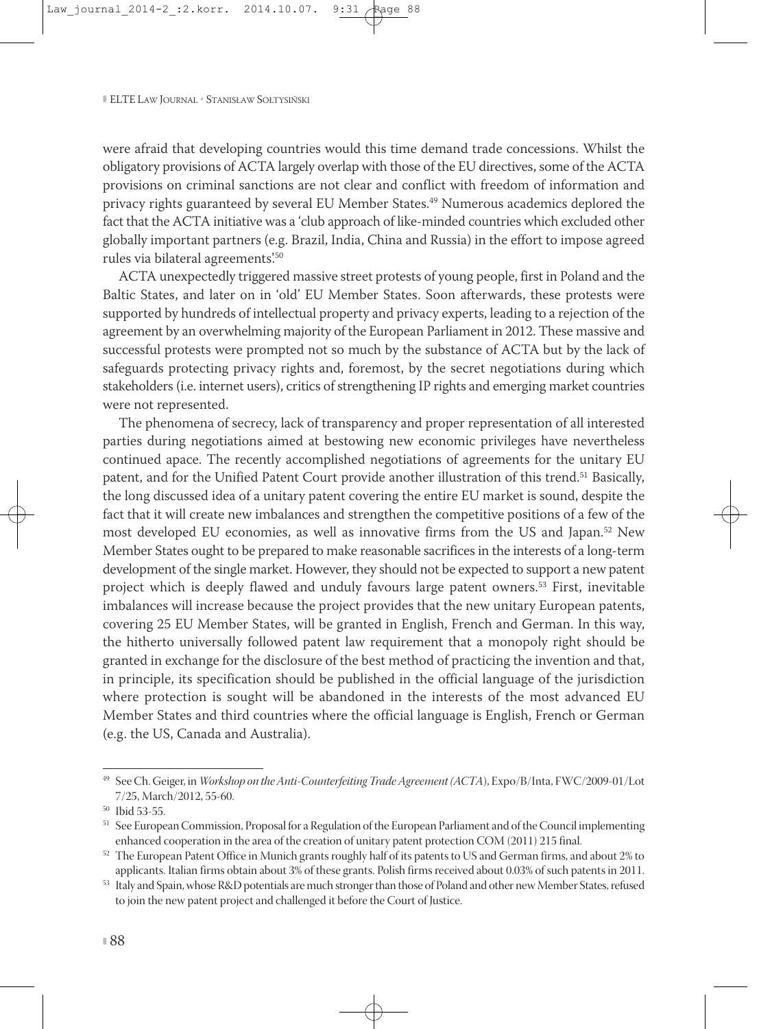were afraid that developing countries would this time demand trade concessions. Whilst the obligatory provisions of ACTA largely overlap with those of the EU directives, some of the ACTA provisions on criminal sanctions are not clear and conflict with freedom of information and privacy rights guaranteed by several EU Member States.[49] Numerous academics deplored the fact that the ACTA initiative was a 'club approach of like-minded countries which excluded other globally important partners (e.g. Brazil, India, China and Russia) in the effort to impose agreed rules via bilateral agreements.'[50]

ACTA unexpectedly triggered massive street protests of young people, first in Poland and the Baltic States, and later on in 'old' EU Member States. Soon afterwards, these protests were supported by hundreds of intellectual property and privacy experts, leading to a rejection of the agreement by an overwhelming majority of the European Parliament in 2012. These massive and successful protests were prompted not so much by the substance of ACTA but by the lack of safeguards protecting privacy rights and, foremost, by the secret negotiations during which stakeholders (i.e. internet users), critics of strengthening IP rights and emerging market countries were not represented.

The phenomena of secrecy, lack of transparency and proper representation of all interested parties during negotiations aimed at bestowing new economic privileges have nevertheless continued apace. The recently accomplished negotiations of agreements for the unitary EU patent, and for the Unified Patent Court provide another illustration of this trend.[51] Basically, the long discussed idea of a unitary patent covering the entire EU market is sound, despite the fact that it will create new imbalances and strengthen the competitive positions of a few of the most developed EU economies, as well as innovative firms from the US and Japan.[52] New Member States ought to be prepared to make reasonable sacrifices in the interests of a long-term development of the single market. However, they should not be expected to support a new patent project which is deeply flawed and unduly favours large patent owners.[53] First, inevitable imbalances will increase because the project provides that the new unitary European patents, covering 25 EU Member States, will be granted in English, French and German. In this way, the hitherto universally followed patent law requirement that a monopoly right should be granted in exchange for the disclosure of the best method of practicing the invention and that, in principle, its specification should be published in the official language of the jurisdiction where protection is sought will be abandoned in the interests of the most advanced EU Member States and third countries where the official language is English, French or German (e.g. the US, Canada and Australia).

---

[49] See Ch. Geiger, in *Workshop on the Anti-Counterfeiting Trade Agreement (ACTA)*, Expo/B/Inta, FWC/2009-01/Lot 7/25, March/2012, 55-60.

[50] Ibid 53-55.

[51] See European Commission, Proposal for a Regulation of the European Parliament and of the Council implementing enhanced cooperation in the area of the creation of unitary patent protection COM (2011) 215 final.

[52] The European Patent Office in Munich grants roughly half of its patents to US and German firms, and about 2% to applicants. Italian firms obtain about 3% of these grants. Polish firms received about 0.03% of such patents in 2011.

[53] Italy and Spain, whose R&D potentials are much stronger than those of Poland and other new Member States, refused to join the new patent project and challenged it before the Court of Justice.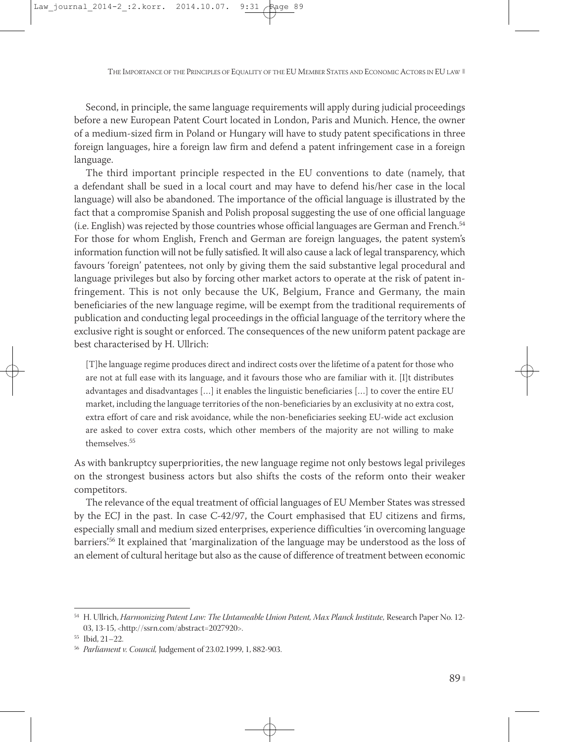Second, in principle, the same language requirements will apply during judicial proceedings before a new European Patent Court located in London, Paris and Munich. Hence, the owner of a medium-sized firm in Poland or Hungary will have to study patent specifications in three foreign languages, hire a foreign law firm and defend a patent infringement case in a foreign language.

The third important principle respected in the EU conventions to date (namely, that a defendant shall be sued in a local court and may have to defend his/her case in the local language) will also be abandoned. The importance of the official language is illustrated by the fact that a compromise Spanish and Polish proposal suggesting the use of one official language (i.e. English) was rejected by those countries whose official languages are German and French.[54] For those for whom English, French and German are foreign languages, the patent system's information function will not be fully satisfied. It will also cause a lack of legal transparency, which favours 'foreign' patentees, not only by giving them the said substantive legal procedural and language privileges but also by forcing other market actors to operate at the risk of patent infringement. This is not only because the UK, Belgium, France and Germany, the main beneficiaries of the new language regime, will be exempt from the traditional requirements of publication and conducting legal proceedings in the official language of the territory where the exclusive right is sought or enforced. The consequences of the new uniform patent package are best characterised by H. Ullrich:

> [T]he language regime produces direct and indirect costs over the lifetime of a patent for those who are not at full ease with its language, and it favours those who are familiar with it. [I]t distributes advantages and disadvantages […] it enables the linguistic beneficiaries […] to cover the entire EU market, including the language territories of the non-beneficiaries by an exclusivity at no extra cost, extra effort of care and risk avoidance, while the non-beneficiaries seeking EU-wide act exclusion are asked to cover extra costs, which other members of the majority are not willing to make themselves.[55]

As with bankruptcy superpriorities, the new language regime not only bestows legal privileges on the strongest business actors but also shifts the costs of the reform onto their weaker competitors.

The relevance of the equal treatment of official languages of EU Member States was stressed by the ECJ in the past. In case C-42/97, the Court emphasised that EU citizens and firms, especially small and medium sized enterprises, experience difficulties 'in overcoming language barriers'.[56] It explained that 'marginalization of the language may be understood as the loss of an element of cultural heritage but also as the cause of difference of treatment between economic

---

[54] H. Ullrich, *Harmonizing Patent Law: The Untameable Union Patent, Max Planck Institute,* Research Paper No. 12-03, 13-15, <http://ssrn.com/abstract=2027920>.

[55] Ibid, 21–22.

[56] *Parliament v. Council,* Judgement of 23.02.1999, 1, 882-903.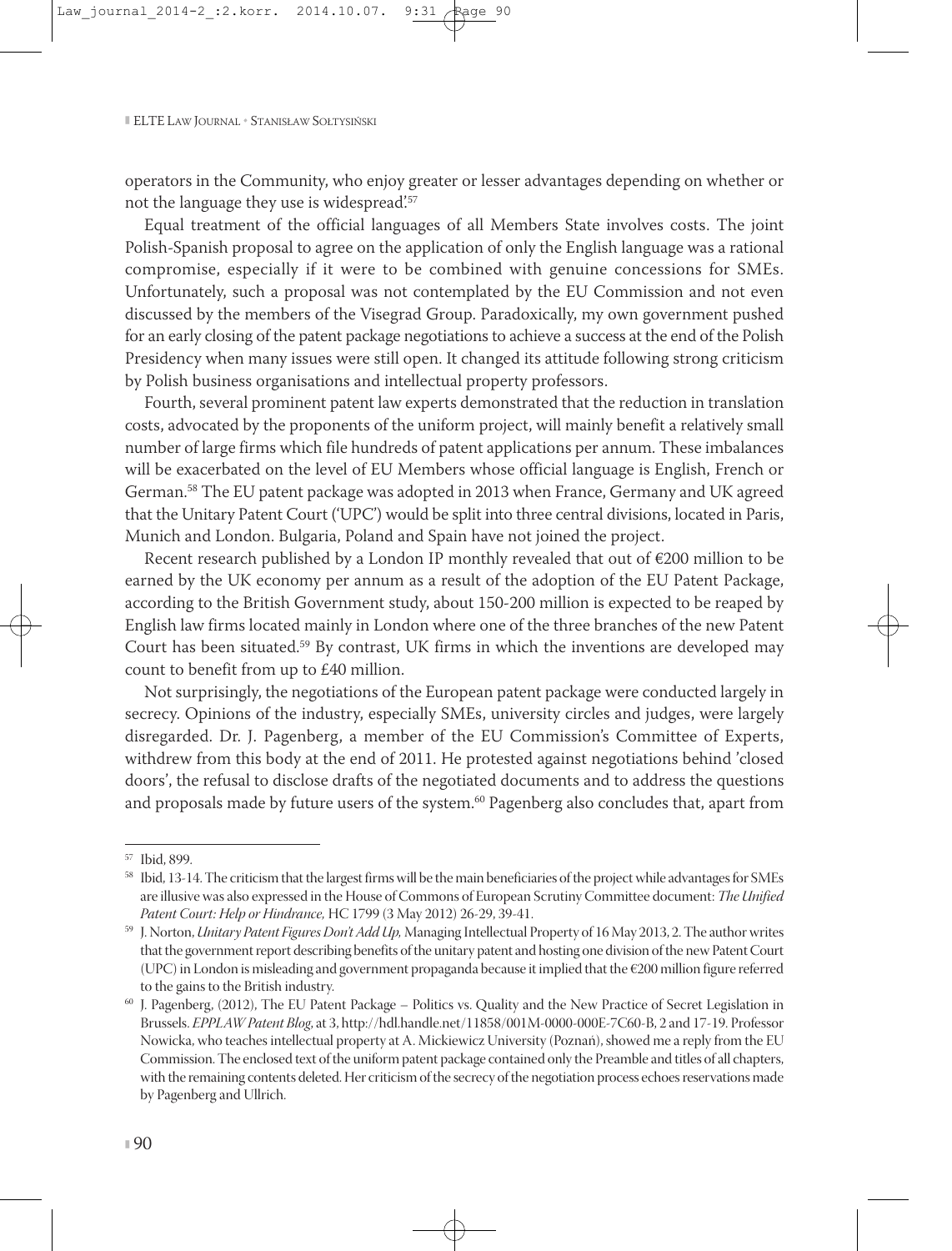operators in the Community, who enjoy greater or lesser advantages depending on whether or not the language they use is widespread'.[57]

Equal treatment of the official languages of all Members State involves costs. The joint Polish-Spanish proposal to agree on the application of only the English language was a rational compromise, especially if it were to be combined with genuine concessions for SMEs. Unfortunately, such a proposal was not contemplated by the EU Commission and not even discussed by the members of the Visegrad Group. Paradoxically, my own government pushed for an early closing of the patent package negotiations to achieve a success at the end of the Polish Presidency when many issues were still open. It changed its attitude following strong criticism by Polish business organisations and intellectual property professors.

Fourth, several prominent patent law experts demonstrated that the reduction in translation costs, advocated by the proponents of the uniform project, will mainly benefit a relatively small number of large firms which file hundreds of patent applications per annum. These imbalances will be exacerbated on the level of EU Members whose official language is English, French or German.[58] The EU patent package was adopted in 2013 when France, Germany and UK agreed that the Unitary Patent Court ('UPC') would be split into three central divisions, located in Paris, Munich and London. Bulgaria, Poland and Spain have not joined the project.

Recent research published by a London IP monthly revealed that out of €200 million to be earned by the UK economy per annum as a result of the adoption of the EU Patent Package, according to the British Government study, about 150-200 million is expected to be reaped by English law firms located mainly in London where one of the three branches of the new Patent Court has been situated.[59] By contrast, UK firms in which the inventions are developed may count to benefit from up to £40 million.

Not surprisingly, the negotiations of the European patent package were conducted largely in secrecy. Opinions of the industry, especially SMEs, university circles and judges, were largely disregarded. Dr. J. Pagenberg, a member of the EU Commission's Committee of Experts, withdrew from this body at the end of 2011. He protested against negotiations behind 'closed doors', the refusal to disclose drafts of the negotiated documents and to address the questions and proposals made by future users of the system.[60] Pagenberg also concludes that, apart from

---

[57] Ibid, 899.

[58] Ibid, 13-14. The criticism that the largest firms will be the main beneficiaries of the project while advantages for SMEs are illusive was also expressed in the House of Commons of European Scrutiny Committee document: *The Unified Patent Court: Help or Hindrance,* HC 1799 (3 May 2012) 26-29, 39-41.

[59] J. Norton, *Unitary Patent Figures Don't Add Up,* Managing Intellectual Property of 16 May 2013, 2. The author writes that the government report describing benefits of the unitary patent and hosting one division of the new Patent Court (UPC) in London is misleading and government propaganda because it implied that the €200 million figure referred to the gains to the British industry.

[60] J. Pagenberg, (2012), The EU Patent Package – Politics vs. Quality and the New Practice of Secret Legislation in Brussels. *EPPLAW Patent Blog,* at 3, http://hdl.handle.net/11858/001M-0000-000E-7C60-B, 2 and 17-19. Professor Nowicka, who teaches intellectual property at A. Mickiewicz University (Poznań), showed me a reply from the EU Commission. The enclosed text of the uniform patent package contained only the Preamble and titles of all chapters, with the remaining contents deleted. Her criticism of the secrecy of the negotiation process echoes reservations made by Pagenberg and Ullrich.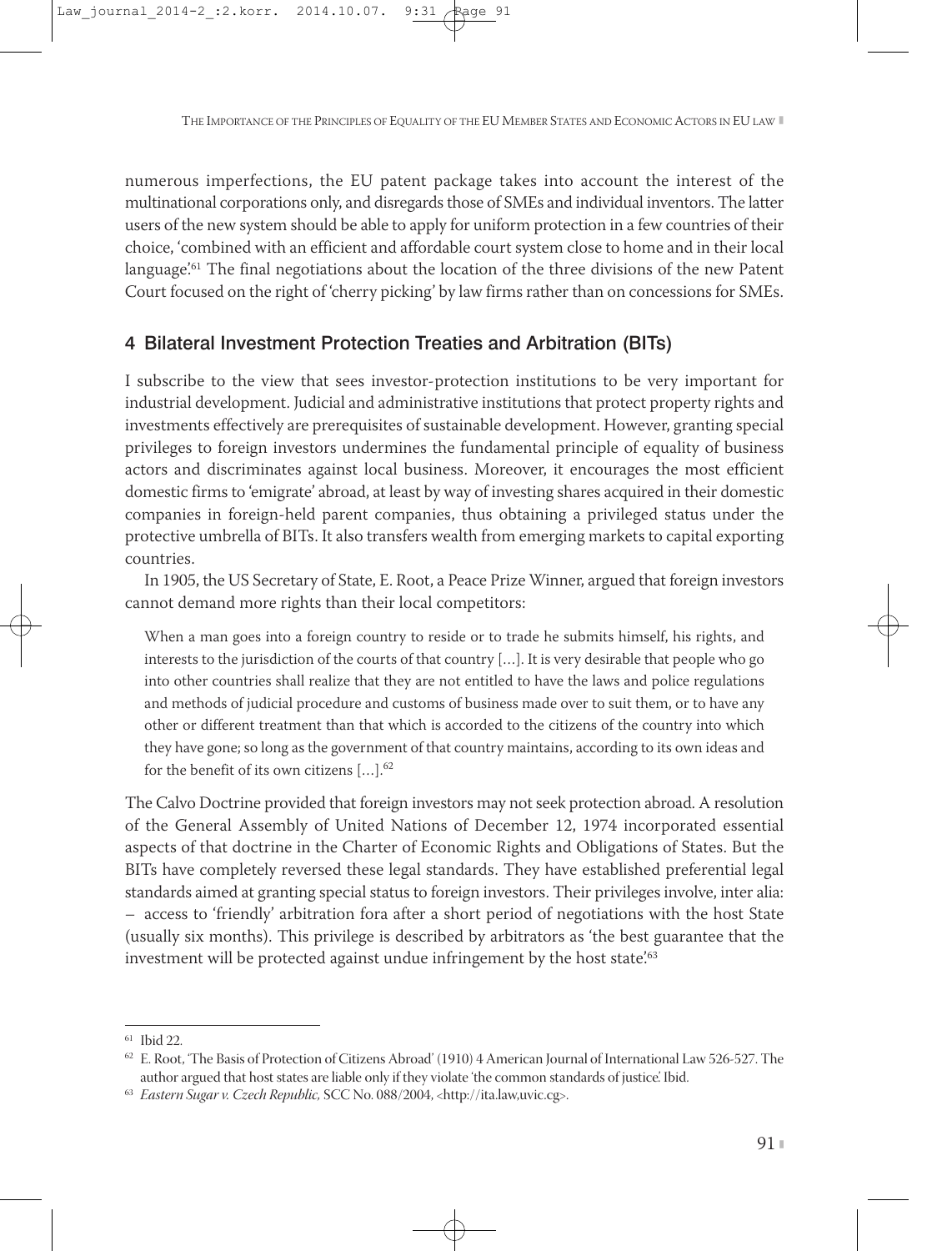numerous imperfections, the EU patent package takes into account the interest of the multinational corporations only, and disregards those of SMEs and individual inventors. The latter users of the new system should be able to apply for uniform protection in a few countries of their choice, 'combined with an efficient and affordable court system close to home and in their local language'.[61] The final negotiations about the location of the three divisions of the new Patent Court focused on the right of 'cherry picking' by law firms rather than on concessions for SMEs.

## 4 Bilateral Investment Protection Treaties and Arbitration (BITs)

I subscribe to the view that sees investor-protection institutions to be very important for industrial development. Judicial and administrative institutions that protect property rights and investments effectively are prerequisites of sustainable development. However, granting special privileges to foreign investors undermines the fundamental principle of equality of business actors and discriminates against local business. Moreover, it encourages the most efficient domestic firms to 'emigrate' abroad, at least by way of investing shares acquired in their domestic companies in foreign-held parent companies, thus obtaining a privileged status under the protective umbrella of BITs. It also transfers wealth from emerging markets to capital exporting countries.

In 1905, the US Secretary of State, E. Root, a Peace Prize Winner, argued that foreign investors cannot demand more rights than their local competitors:

> When a man goes into a foreign country to reside or to trade he submits himself, his rights, and interests to the jurisdiction of the courts of that country […]. It is very desirable that people who go into other countries shall realize that they are not entitled to have the laws and police regulations and methods of judicial procedure and customs of business made over to suit them, or to have any other or different treatment than that which is accorded to the citizens of the country into which they have gone; so long as the government of that country maintains, according to its own ideas and for the benefit of its own citizens […].[62]

The Calvo Doctrine provided that foreign investors may not seek protection abroad. A resolution of the General Assembly of United Nations of December 12, 1974 incorporated essential aspects of that doctrine in the Charter of Economic Rights and Obligations of States. But the BITs have completely reversed these legal standards. They have established preferential legal standards aimed at granting special status to foreign investors. Their privileges involve, inter alia:

– access to 'friendly' arbitration fora after a short period of negotiations with the host State (usually six months). This privilege is described by arbitrators as 'the best guarantee that the investment will be protected against undue infringement by the host state'.[63]

---

[61] Ibid 22.

[62] E. Root, 'The Basis of Protection of Citizens Abroad' (1910) 4 American Journal of International Law 526-527. The author argued that host states are liable only if they violate 'the common standards of justice'. Ibid.

[63] *Eastern Sugar v. Czech Republic,* SCC No. 088/2004, <http://ita.law,uvic.cg>.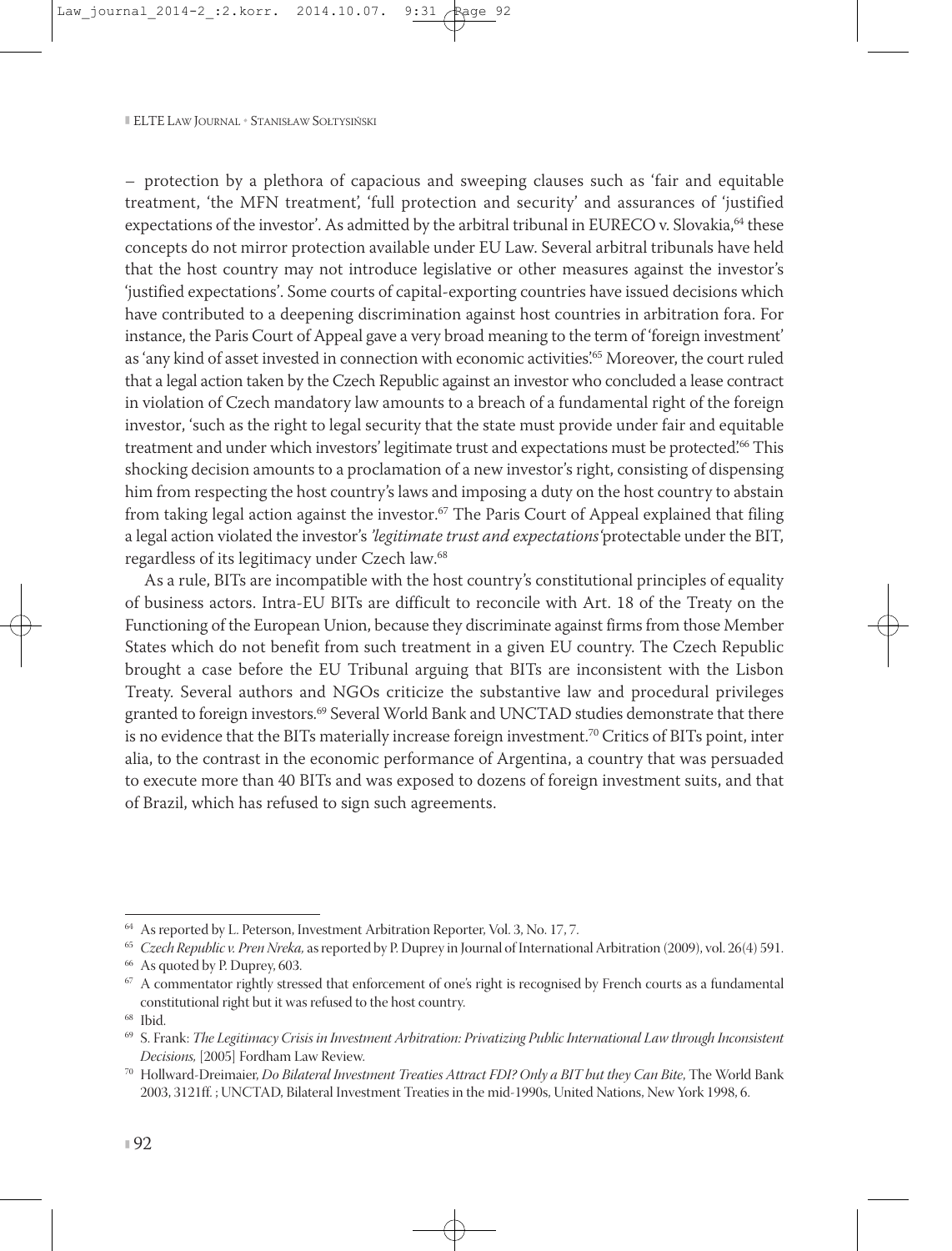– protection by a plethora of capacious and sweeping clauses such as 'fair and equitable treatment, 'the MFN treatment', 'full protection and security' and assurances of 'justified expectations of the investor'. As admitted by the arbitral tribunal in EURECO v. Slovakia,[64] these concepts do not mirror protection available under EU Law. Several arbitral tribunals have held that the host country may not introduce legislative or other measures against the investor's 'justified expectations'. Some courts of capital-exporting countries have issued decisions which have contributed to a deepening discrimination against host countries in arbitration fora. For instance, the Paris Court of Appeal gave a very broad meaning to the term of 'foreign investment' as 'any kind of asset invested in connection with economic activities'.[65] Moreover, the court ruled that a legal action taken by the Czech Republic against an investor who concluded a lease contract in violation of Czech mandatory law amounts to a breach of a fundamental right of the foreign investor, 'such as the right to legal security that the state must provide under fair and equitable treatment and under which investors' legitimate trust and expectations must be protected'.[66] This shocking decision amounts to a proclamation of a new investor's right, consisting of dispensing him from respecting the host country's laws and imposing a duty on the host country to abstain from taking legal action against the investor.[67] The Paris Court of Appeal explained that filing a legal action violated the investor's *'legitimate trust and expectations'* protectable under the BIT, regardless of its legitimacy under Czech law.[68]

As a rule, BITs are incompatible with the host country's constitutional principles of equality of business actors. Intra-EU BITs are difficult to reconcile with Art. 18 of the Treaty on the Functioning of the European Union, because they discriminate against firms from those Member States which do not benefit from such treatment in a given EU country. The Czech Republic brought a case before the EU Tribunal arguing that BITs are inconsistent with the Lisbon Treaty. Several authors and NGOs criticize the substantive law and procedural privileges granted to foreign investors.[69] Several World Bank and UNCTAD studies demonstrate that there is no evidence that the BITs materially increase foreign investment.[70] Critics of BITs point, inter alia, to the contrast in the economic performance of Argentina, a country that was persuaded to execute more than 40 BITs and was exposed to dozens of foreign investment suits, and that of Brazil, which has refused to sign such agreements.

---

[64] As reported by L. Peterson, Investment Arbitration Reporter, Vol. 3, No. 17, 7.

[65] *Czech Republic v. Pren Nreka,* as reported by P. Duprey in Journal of International Arbitration (2009), vol. 26(4) 591.

[66] As quoted by P. Duprey, 603.

[67] A commentator rightly stressed that enforcement of one's right is recognised by French courts as a fundamental constitutional right but it was refused to the host country.

[68] Ibid.

[69] S. Frank: *The Legitimacy Crisis in Investment Arbitration: Privatizing Public International Law through Inconsistent Decisions,* [2005] Fordham Law Review.

[70] Hollward-Dreimaier, *Do Bilateral Investment Treaties Attract FDI? Only a BIT but they Can Bite,* The World Bank 2003, 3121ff. ; UNCTAD, Bilateral Investment Treaties in the mid-1990s, United Nations, New York 1998, 6.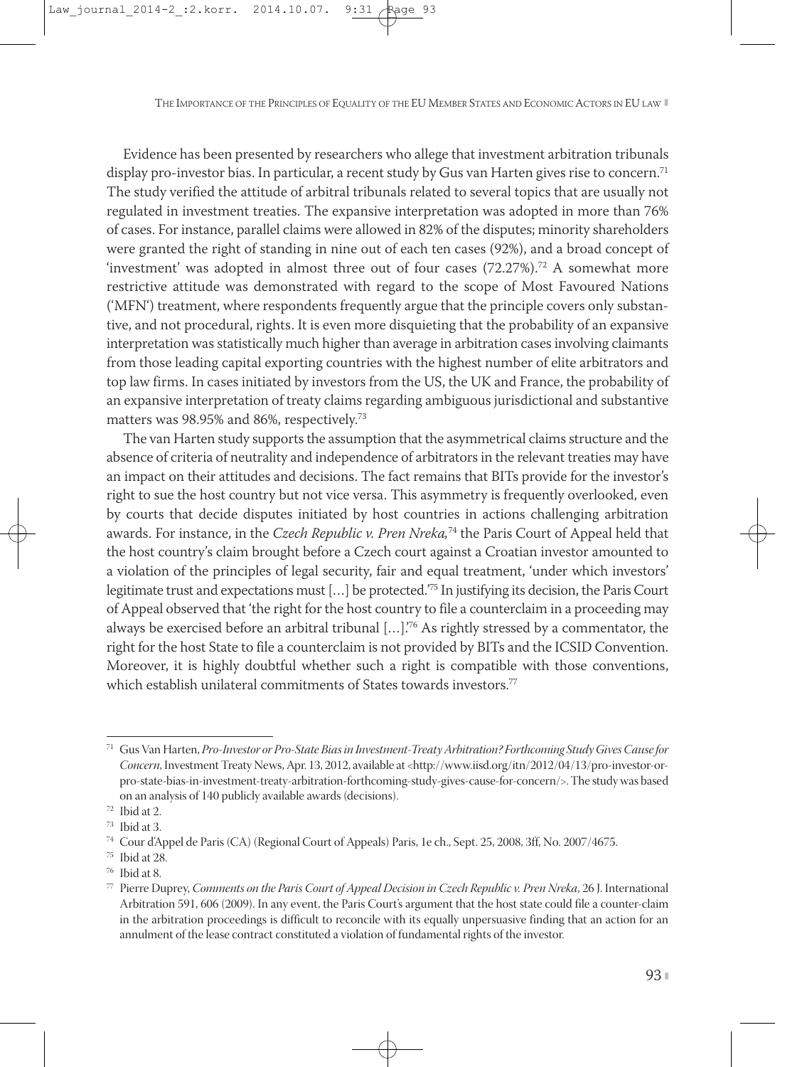Evidence has been presented by researchers who allege that investment arbitration tribunals display pro-investor bias. In particular, a recent study by Gus van Harten gives rise to concern.[71] The study verified the attitude of arbitral tribunals related to several topics that are usually not regulated in investment treaties. The expansive interpretation was adopted in more than 76% of cases. For instance, parallel claims were allowed in 82% of the disputes; minority shareholders were granted the right of standing in nine out of each ten cases (92%), and a broad concept of 'investment' was adopted in almost three out of four cases (72.27%).[72] A somewhat more restrictive attitude was demonstrated with regard to the scope of Most Favoured Nations ('MFN') treatment, where respondents frequently argue that the principle covers only substantive, and not procedural, rights. It is even more disquieting that the probability of an expansive interpretation was statistically much higher than average in arbitration cases involving claimants from those leading capital exporting countries with the highest number of elite arbitrators and top law firms. In cases initiated by investors from the US, the UK and France, the probability of an expansive interpretation of treaty claims regarding ambiguous jurisdictional and substantive matters was 98.95% and 86%, respectively.[73]

The van Harten study supports the assumption that the asymmetrical claims structure and the absence of criteria of neutrality and independence of arbitrators in the relevant treaties may have an impact on their attitudes and decisions. The fact remains that BITs provide for the investor's right to sue the host country but not vice versa. This asymmetry is frequently overlooked, even by courts that decide disputes initiated by host countries in actions challenging arbitration awards. For instance, in the *Czech Republic v. Pren Nreka,*[74] the Paris Court of Appeal held that the host country's claim brought before a Czech court against a Croatian investor amounted to a violation of the principles of legal security, fair and equal treatment, 'under which investors' legitimate trust and expectations must […] be protected.'[75] In justifying its decision, the Paris Court of Appeal observed that 'the right for the host country to file a counterclaim in a proceeding may always be exercised before an arbitral tribunal […].'[76] As rightly stressed by a commentator, the right for the host State to file a counterclaim is not provided by BITs and the ICSID Convention. Moreover, it is highly doubtful whether such a right is compatible with those conventions, which establish unilateral commitments of States towards investors.[77]

---

[71] Gus Van Harten, *Pro-Investor or Pro-State Bias in Investment-Treaty Arbitration? Forthcoming Study Gives Cause for Concern*, Investment Treaty News, Apr. 13, 2012, available at <http://www.iisd.org/itn/2012/04/13/pro-investor-or-pro-state-bias-in-investment-treaty-arbitration-forthcoming-study-gives-cause-for-concern/>. The study was based on an analysis of 140 publicly available awards (decisions).

[72] Ibid at 2.

[73] Ibid at 3.

[74] Cour d'Appel de Paris (CA) (Regional Court of Appeals) Paris, 1e ch., Sept. 25, 2008, 3ff, No. 2007/4675.

[75] Ibid at 28.

[76] Ibid at 8.

[77] Pierre Duprey, *Comments on the Paris Court of Appeal Decision in Czech Republic v. Pren Nreka*, 26 J. International Arbitration 591, 606 (2009). In any event, the Paris Court's argument that the host state could file a counter-claim in the arbitration proceedings is difficult to reconcile with its equally unpersuasive finding that an action for an annulment of the lease contract constituted a violation of fundamental rights of the investor.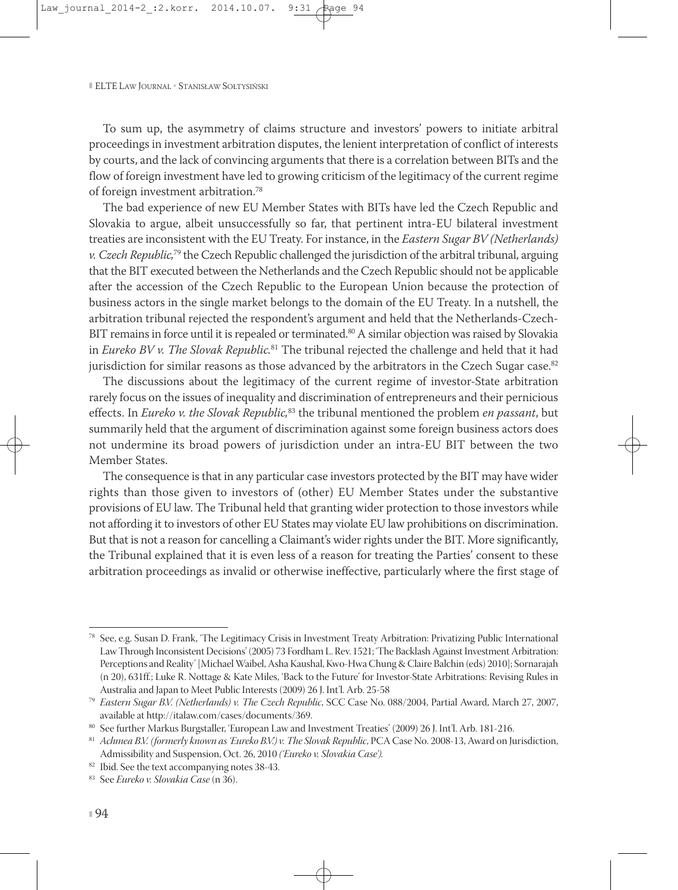To sum up, the asymmetry of claims structure and investors' powers to initiate arbitral proceedings in investment arbitration disputes, the lenient interpretation of conflict of interests by courts, and the lack of convincing arguments that there is a correlation between BITs and the flow of foreign investment have led to growing criticism of the legitimacy of the current regime of foreign investment arbitration.[78]

The bad experience of new EU Member States with BITs have led the Czech Republic and Slovakia to argue, albeit unsuccessfully so far, that pertinent intra-EU bilateral investment treaties are inconsistent with the EU Treaty. For instance, in the *Eastern Sugar BV (Netherlands) v. Czech Republic,*[79] the Czech Republic challenged the jurisdiction of the arbitral tribunal, arguing that the BIT executed between the Netherlands and the Czech Republic should not be applicable after the accession of the Czech Republic to the European Union because the protection of business actors in the single market belongs to the domain of the EU Treaty. In a nutshell, the arbitration tribunal rejected the respondent's argument and held that the Netherlands-Czech-BIT remains in force until it is repealed or terminated.[80] A similar objection was raised by Slovakia in *Eureko BV v. The Slovak Republic.*[81] The tribunal rejected the challenge and held that it had jurisdiction for similar reasons as those advanced by the arbitrators in the Czech Sugar case.[82]

The discussions about the legitimacy of the current regime of investor-State arbitration rarely focus on the issues of inequality and discrimination of entrepreneurs and their pernicious effects. In *Eureko v. the Slovak Republic,*[83] the tribunal mentioned the problem *en passant*, but summarily held that the argument of discrimination against some foreign business actors does not undermine its broad powers of jurisdiction under an intra-EU BIT between the two Member States.

The consequence is that in any particular case investors protected by the BIT may have wider rights than those given to investors of (other) EU Member States under the substantive provisions of EU law. The Tribunal held that granting wider protection to those investors while not affording it to investors of other EU States may violate EU law prohibitions on discrimination. But that is not a reason for cancelling a Claimant's wider rights under the BIT. More significantly, the Tribunal explained that it is even less of a reason for treating the Parties' consent to these arbitration proceedings as invalid or otherwise ineffective, particularly where the first stage of

---

[78] See, e.g. Susan D. Frank, 'The Legitimacy Crisis in Investment Treaty Arbitration: Privatizing Public International Law Through Inconsistent Decisions' (2005) 73 Fordham L. Rev. 1521; 'The Backlash Against Investment Arbitration: Perceptions and Reality' [Michael Waibel, Asha Kaushal, Kwo-Hwa Chung & Claire Balchin (eds) 2010]; Sornarajah (n 20), 631ff.; Luke R. Nottage & Kate Miles, 'Back to the Future' for Investor-State Arbitrations: Revising Rules in Australia and Japan to Meet Public Interests (2009) 26 J. Int'l. Arb. 25-58

[79] *Eastern Sugar B.V. (Netherlands) v. The Czech Republic*, SCC Case No. 088/2004, Partial Award, March 27, 2007, available at http://italaw.com/cases/documents/369.

[80] See further Markus Burgstaller, 'European Law and Investment Treaties' (2009) 26 J. Int'l. Arb. 181-216.

[81] *Achmea B.V. (formerly known as 'Eureko B.V.') v. The Slovak Republic*, PCA Case No. 2008-13, Award on Jurisdiction, Admissibility and Suspension, Oct. 26, 2010 *('Eureko v. Slovakia Case').*

[82] Ibid. See the text accompanying notes 38-43.

[83] See *Eureko v. Slovakia Case* (n 36).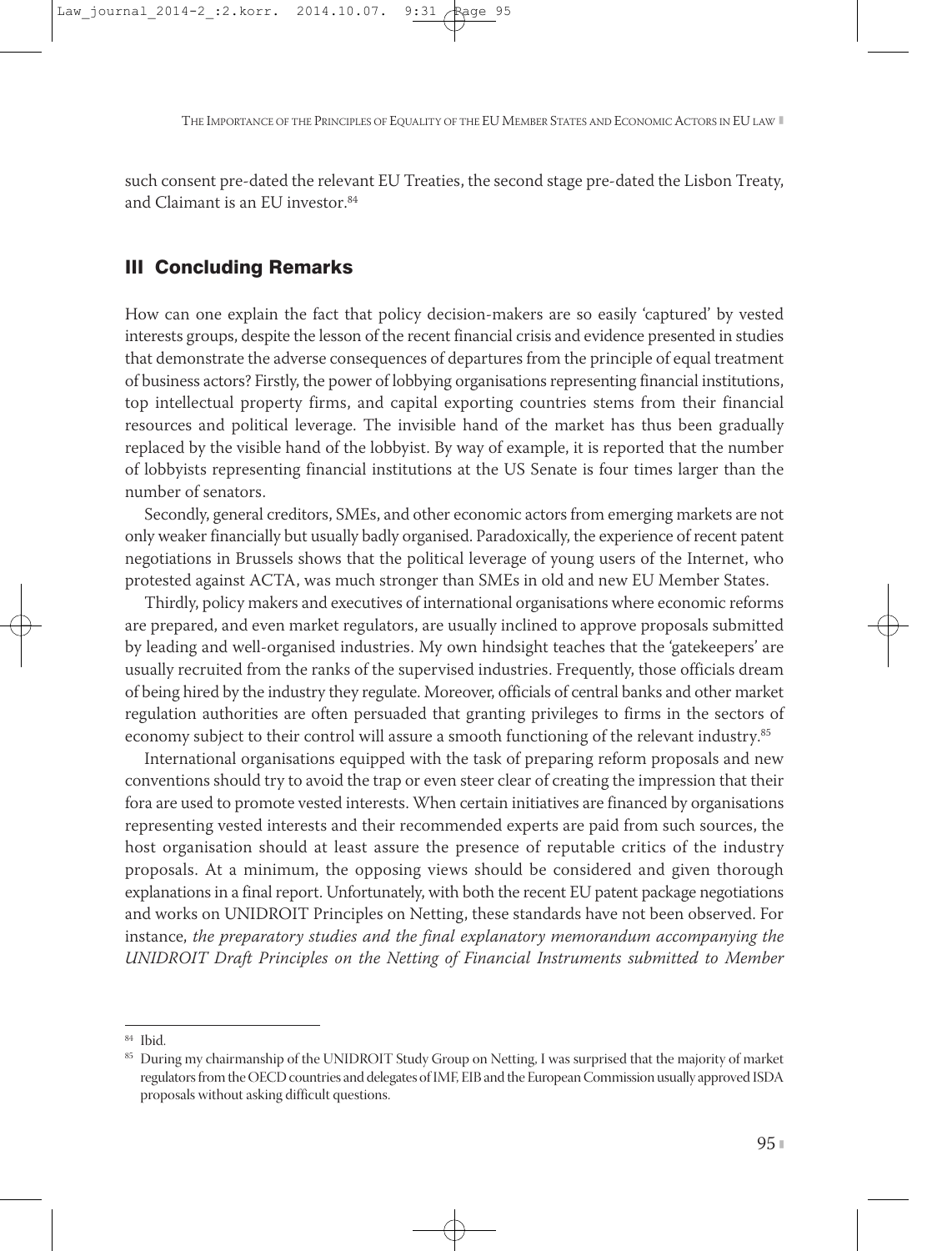such consent pre-dated the relevant EU Treaties, the second stage pre-dated the Lisbon Treaty, and Claimant is an EU investor.[84]

## III Concluding Remarks

How can one explain the fact that policy decision-makers are so easily 'captured' by vested interests groups, despite the lesson of the recent financial crisis and evidence presented in studies that demonstrate the adverse consequences of departures from the principle of equal treatment of business actors? Firstly, the power of lobbying organisations representing financial institutions, top intellectual property firms, and capital exporting countries stems from their financial resources and political leverage. The invisible hand of the market has thus been gradually replaced by the visible hand of the lobbyist. By way of example, it is reported that the number of lobbyists representing financial institutions at the US Senate is four times larger than the number of senators.

Secondly, general creditors, SMEs, and other economic actors from emerging markets are not only weaker financially but usually badly organised. Paradoxically, the experience of recent patent negotiations in Brussels shows that the political leverage of young users of the Internet, who protested against ACTA, was much stronger than SMEs in old and new EU Member States.

Thirdly, policy makers and executives of international organisations where economic reforms are prepared, and even market regulators, are usually inclined to approve proposals submitted by leading and well-organised industries. My own hindsight teaches that the 'gatekeepers' are usually recruited from the ranks of the supervised industries. Frequently, those officials dream of being hired by the industry they regulate. Moreover, officials of central banks and other market regulation authorities are often persuaded that granting privileges to firms in the sectors of economy subject to their control will assure a smooth functioning of the relevant industry.[85]

International organisations equipped with the task of preparing reform proposals and new conventions should try to avoid the trap or even steer clear of creating the impression that their fora are used to promote vested interests. When certain initiatives are financed by organisations representing vested interests and their recommended experts are paid from such sources, the host organisation should at least assure the presence of reputable critics of the industry proposals. At a minimum, the opposing views should be considered and given thorough explanations in a final report. Unfortunately, with both the recent EU patent package negotiations and works on UNIDROIT Principles on Netting, these standards have not been observed. For instance, *the preparatory studies and the final explanatory memorandum accompanying the UNIDROIT Draft Principles on the Netting of Financial Instruments submitted to Member*

---

[84] Ibid.

[85] During my chairmanship of the UNIDROIT Study Group on Netting, I was surprised that the majority of market regulators from the OECD countries and delegates of IMF, EIB and the European Commission usually approved ISDA proposals without asking difficult questions.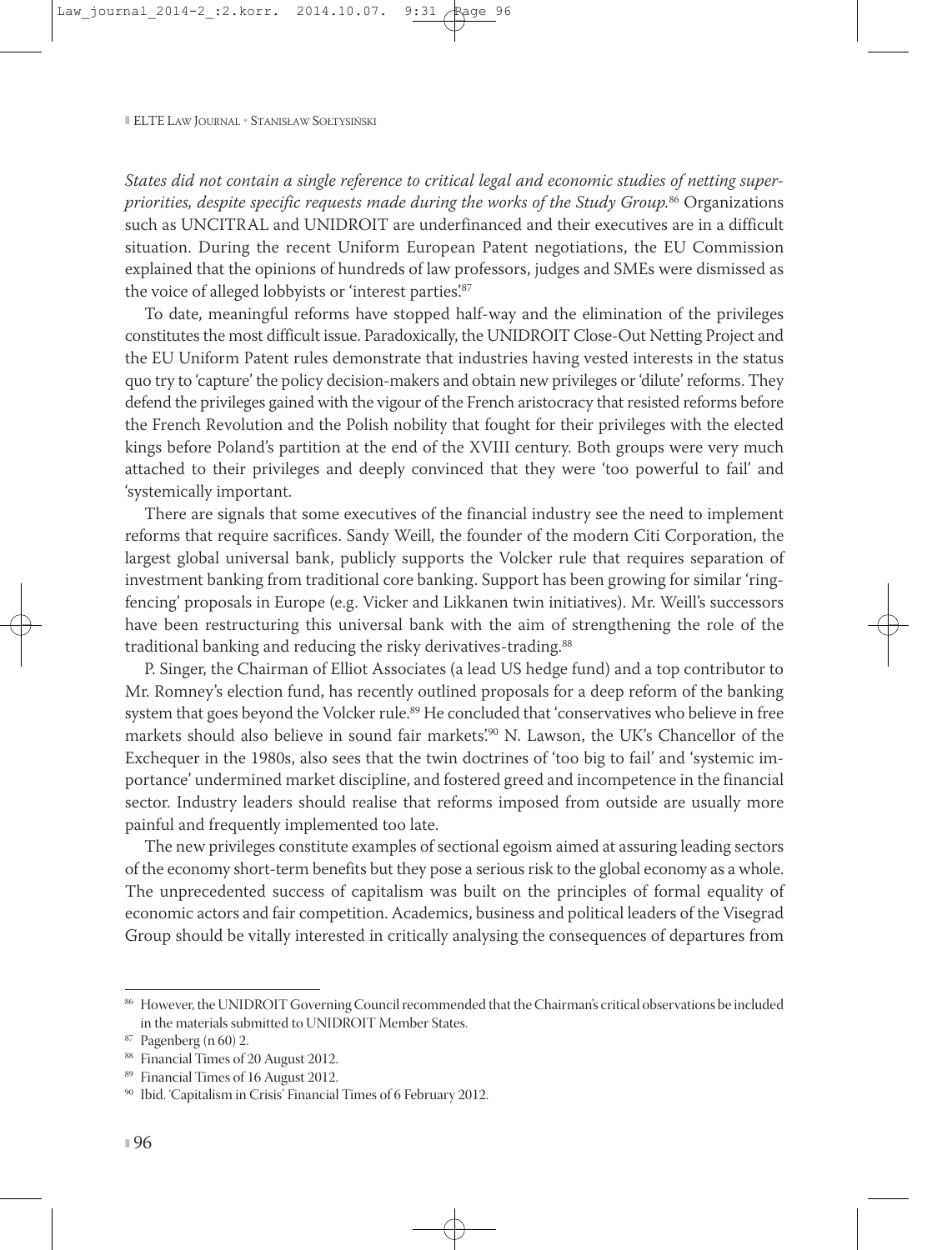*States did not contain a single reference to critical legal and economic studies of netting superpriorities, despite specific requests made during the works of the Study Group.*[86] Organizations such as UNCITRAL and UNIDROIT are underfinanced and their executives are in a difficult situation. During the recent Uniform European Patent negotiations, the EU Commission explained that the opinions of hundreds of law professors, judges and SMEs were dismissed as the voice of alleged lobbyists or 'interest parties'.[87]

To date, meaningful reforms have stopped half-way and the elimination of the privileges constitutes the most difficult issue. Paradoxically, the UNIDROIT Close-Out Netting Project and the EU Uniform Patent rules demonstrate that industries having vested interests in the status quo try to 'capture' the policy decision-makers and obtain new privileges or 'dilute' reforms. They defend the privileges gained with the vigour of the French aristocracy that resisted reforms before the French Revolution and the Polish nobility that fought for their privileges with the elected kings before Poland's partition at the end of the XVIII century. Both groups were very much attached to their privileges and deeply convinced that they were 'too powerful to fail' and 'systemically important.

There are signals that some executives of the financial industry see the need to implement reforms that require sacrifices. Sandy Weill, the founder of the modern Citi Corporation, the largest global universal bank, publicly supports the Volcker rule that requires separation of investment banking from traditional core banking. Support has been growing for similar 'ring-fencing' proposals in Europe (e.g. Vicker and Likkanen twin initiatives). Mr. Weill's successors have been restructuring this universal bank with the aim of strengthening the role of the traditional banking and reducing the risky derivatives-trading.[88]

P. Singer, the Chairman of Elliot Associates (a lead US hedge fund) and a top contributor to Mr. Romney's election fund, has recently outlined proposals for a deep reform of the banking system that goes beyond the Volcker rule.[89] He concluded that 'conservatives who believe in free markets should also believe in sound fair markets'.[90] N. Lawson, the UK's Chancellor of the Exchequer in the 1980s, also sees that the twin doctrines of 'too big to fail' and 'systemic importance' undermined market discipline, and fostered greed and incompetence in the financial sector. Industry leaders should realise that reforms imposed from outside are usually more painful and frequently implemented too late.

The new privileges constitute examples of sectional egoism aimed at assuring leading sectors of the economy short-term benefits but they pose a serious risk to the global economy as a whole. The unprecedented success of capitalism was built on the principles of formal equality of economic actors and fair competition. Academics, business and political leaders of the Visegrad Group should be vitally interested in critically analysing the consequences of departures from

---

[86] However, the UNIDROIT Governing Council recommended that the Chairman's critical observations be included in the materials submitted to UNIDROIT Member States.

[87] Pagenberg (n 60) 2.

[88] Financial Times of 20 August 2012.

[89] Financial Times of 16 August 2012.

[90] Ibid. 'Capitalism in Crisis' Financial Times of 6 February 2012.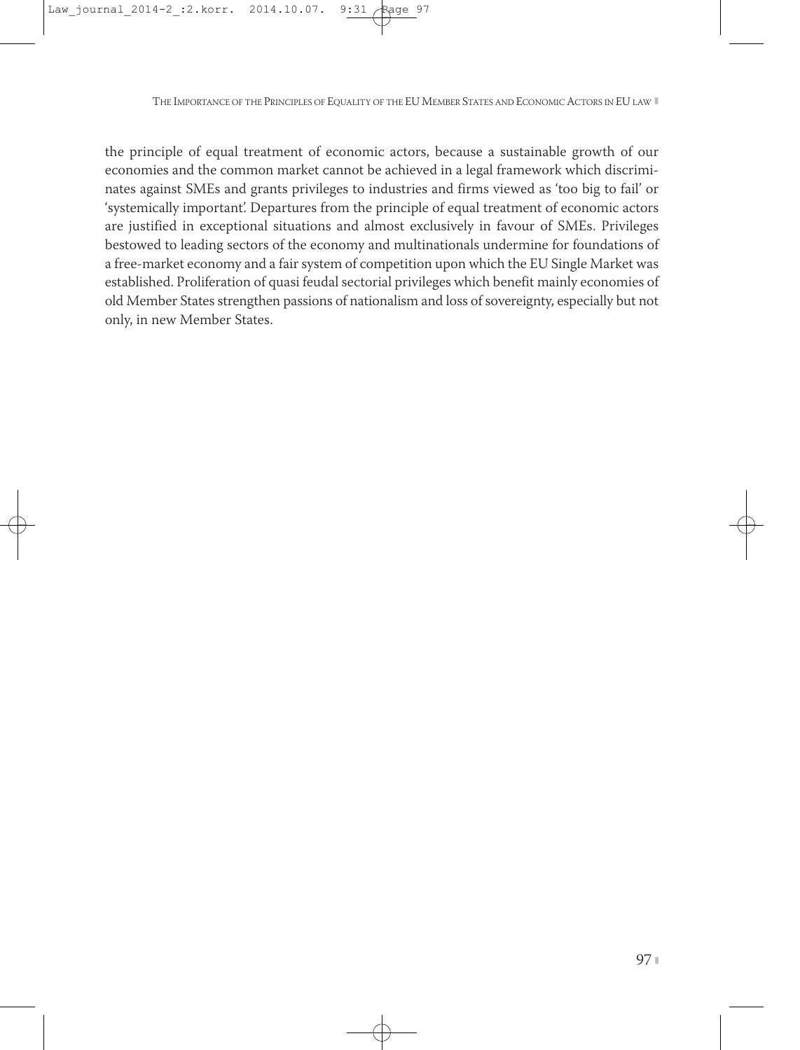the principle of equal treatment of economic actors, because a sustainable growth of our economies and the common market cannot be achieved in a legal framework which discriminates against SMEs and grants privileges to industries and firms viewed as 'too big to fail' or 'systemically important'. Departures from the principle of equal treatment of economic actors are justified in exceptional situations and almost exclusively in favour of SMEs. Privileges bestowed to leading sectors of the economy and multinationals undermine for foundations of a free-market economy and a fair system of competition upon which the EU Single Market was established. Proliferation of quasi feudal sectorial privileges which benefit mainly economies of old Member States strengthen passions of nationalism and loss of sovereignty, especially but not only, in new Member States.